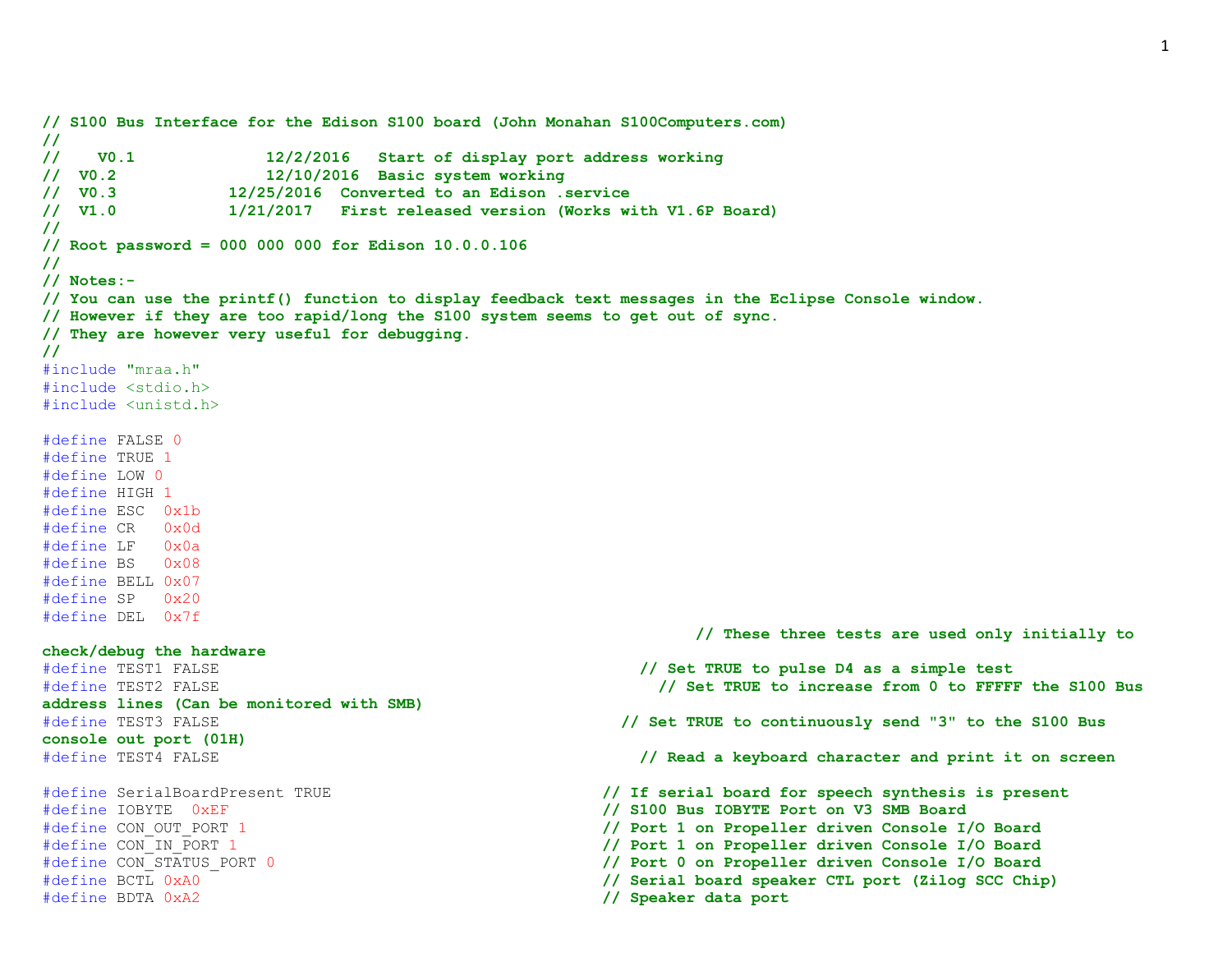```c
// S100 Bus Interface for the Edison S100 board (John Monahan S100Computers.com)
//
//    V0.1              12/2/2016   Start of display port address working
//  V0.2                12/10/2016  Basic system working
//  V0.3            12/25/2016  Converted to an Edison .service
//  V1.0            1/21/2017   First released version (Works with V1.6P Board)
//
// Root password = 000 000 000 for Edison 10.0.0.106
//
// Notes:-
// You can use the printf() function to display feedback text messages in the Eclipse Console window.
// However if they are too rapid/long the S100 system seems to get out of sync.
// They are however very useful for debugging.
//
#include "mraa.h"
#include <stdio.h>
#include <unistd.h>

#define FALSE 0
#define TRUE 1
#define LOW 0
#define HIGH 1
#define ESC  0x1b
#define CR   0x0d
#define LF   0x0a
#define BS   0x08
#define BELL 0x07
#define SP   0x20
#define DEL  0x7f
                                                                      // These three tests are used only initially to
check/debug the hardware
#define TEST1 FALSE                                                   // Set TRUE to pulse D4 as a simple test
#define TEST2 FALSE                                                     // Set TRUE to increase from 0 to FFFFF the S100 Bus
address lines (Can be monitored with SMB)
#define TEST3 FALSE                                                 // Set TRUE to continuously send "3" to the S100 Bus
console out port (01H)
#define TEST4 FALSE                                                   // Read a keyboard character and print it on screen

#define SerialBoardPresent TRUE                                     // If serial board for speech synthesis is present
#define IOBYTE  0xEF                                                // S100 Bus IOBYTE Port on V3 SMB Board
#define CON_OUT_PORT 1                                              // Port 1 on Propeller driven Console I/O Board
#define CON_IN_PORT 1                                               // Port 1 on Propeller driven Console I/O Board
#define CON_STATUS_PORT 0                                           // Port 0 on Propeller driven Console I/O Board
#define BCTL 0xA0                                                   // Serial board speaker CTL port (Zilog SCC Chip)
#define BDTA 0xA2                                                   // Speaker data port
```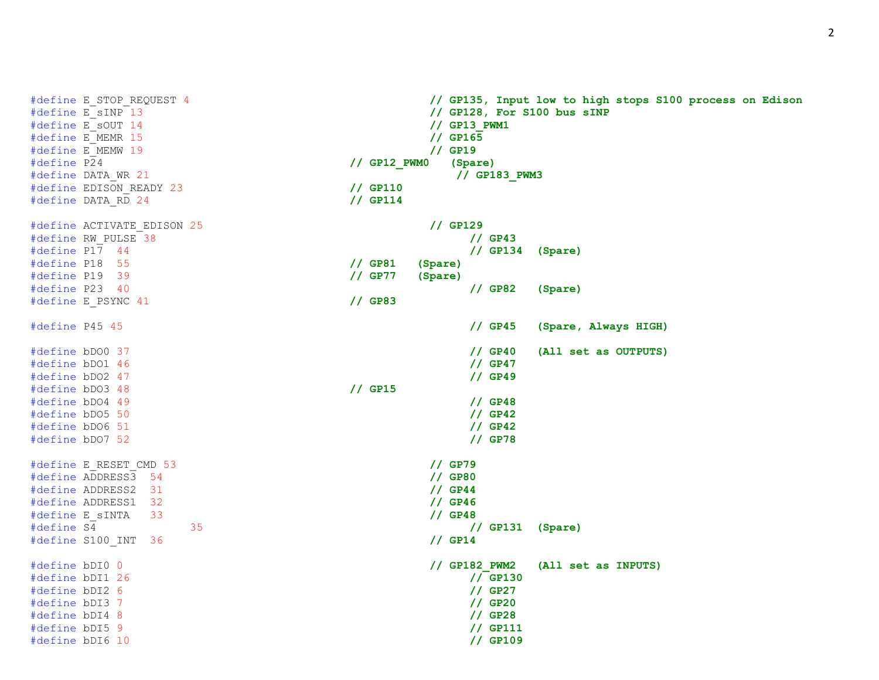```
#define E_STOP_REQUEST 4                    // GP135, Input low to high stops S100 process on Edison
#define E_sINP 13                           // GP128, For S100 bus sINP
#define E_sOUT 14                           // GP13_PWM1
#define E_MEMR 15                           // GP165
#define E_MEMW 19                           // GP19
#define P24                      // GP12_PWM0   (Spare)
#define DATA_WR 21                              // GP183_PWM3
#define EDISON_READY 23          // GP110
#define DATA_RD 24               // GP114

#define ACTIVATE_EDISON 25                  // GP129
#define RW_PULSE 38                               // GP43
#define P17  44                                   // GP134  (Spare)
#define P18  55                  // GP81   (Spare)
#define P19  39                  // GP77   (Spare)
#define P23  40                                   // GP82   (Spare)
#define E_PSYNC 41               // GP83

#define P45 45                                    // GP45   (Spare, Always HIGH)

#define bDO0 37                                   // GP40   (All set as OUTPUTS)
#define bDO1 46                                   // GP47
#define bDO2 47                                   // GP49
#define bDO3 48                  // GP15
#define bDO4 49                                   // GP48
#define bDO5 50                                   // GP42
#define bDO6 51                                   // GP42
#define bDO7 52                                   // GP78

#define E_RESET_CMD 53                      // GP79
#define ADDRESS3  54                        // GP80
#define ADDRESS2  31                        // GP44
#define ADDRESS1  32                        // GP46
#define E_sINTA   33                        // GP48
#define S4            35                          // GP131  (Spare)
#define S100_INT  36                        // GP14

#define bDI0 0                              // GP182_PWM2   (All set as INPUTS)
#define bDI1 26                                   // GP130
#define bDI2 6                                    // GP27
#define bDI3 7                                    // GP20
#define bDI4 8                                    // GP28
#define bDI5 9                                    // GP111
#define bDI6 10                                   // GP109
```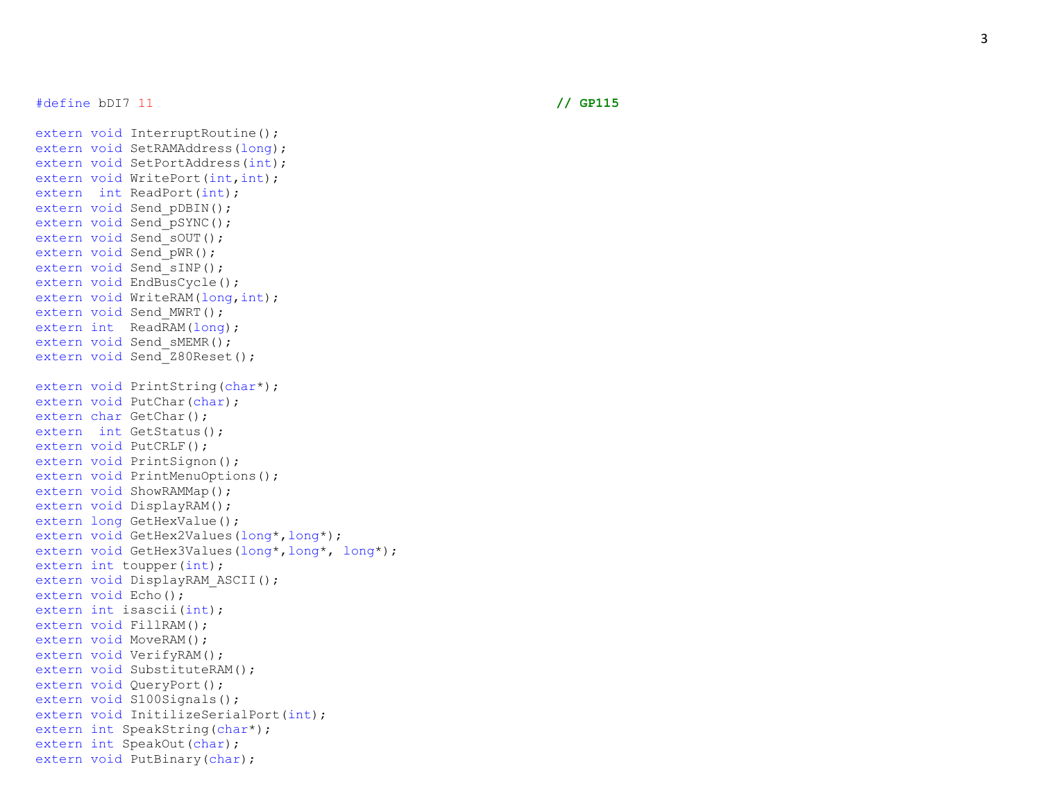```
#define bDI7 11                                                         // GP115

extern void InterruptRoutine();
extern void SetRAMAddress(long);
extern void SetPortAddress(int);
extern void WritePort(int,int);
extern  int ReadPort(int);
extern void Send_pDBIN();
extern void Send_pSYNC();
extern void Send_sOUT();
extern void Send_pWR();
extern void Send_sINP();
extern void EndBusCycle();
extern void WriteRAM(long,int);
extern void Send_MWRT();
extern int  ReadRAM(long);
extern void Send_sMEMR();
extern void Send_Z80Reset();

extern void PrintString(char*);
extern void PutChar(char);
extern char GetChar();
extern  int GetStatus();
extern void PutCRLF();
extern void PrintSignon();
extern void PrintMenuOptions();
extern void ShowRAMMap();
extern void DisplayRAM();
extern long GetHexValue();
extern void GetHex2Values(long*,long*);
extern void GetHex3Values(long*,long*, long*);
extern int toupper(int);
extern void DisplayRAM_ASCII();
extern void Echo();
extern int isascii(int);
extern void FillRAM();
extern void MoveRAM();
extern void VerifyRAM();
extern void SubstituteRAM();
extern void QueryPort();
extern void S100Signals();
extern void InitilizeSerialPort(int);
extern int SpeakString(char*);
extern int SpeakOut(char);
extern void PutBinary(char);
```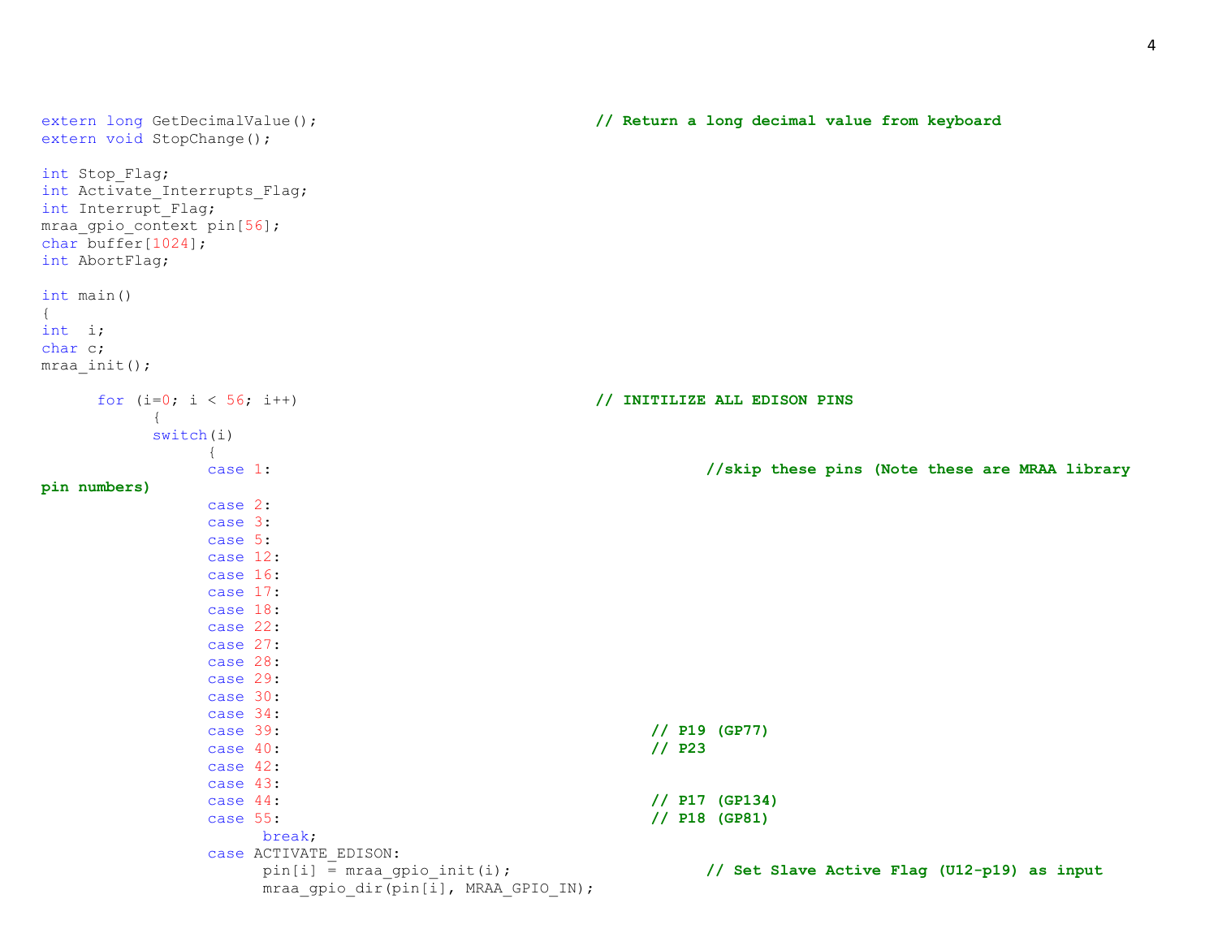```c
extern long GetDecimalValue();                          // Return a long decimal value from keyboard
extern void StopChange();

int Stop_Flag;
int Activate_Interrupts_Flag;
int Interrupt_Flag;
mraa_gpio_context pin[56];
char buffer[1024];
int AbortFlag;

int main()
{
int  i;
char c;
mraa_init();

      for (i=0; i < 56; i++)                            // INITILIZE ALL EDISON PINS
            {
            switch(i)
                  {
                  case 1:                               //skip these pins (Note these are MRAA library
pin numbers)
                  case 2:
                  case 3:
                  case 5:
                  case 12:
                  case 16:
                  case 17:
                  case 18:
                  case 22:
                  case 27:
                  case 28:
                  case 29:
                  case 30:
                  case 34:
                  case 39:                              // P19 (GP77)
                  case 40:                              // P23
                  case 42:
                  case 43:
                  case 44:                              // P17 (GP134)
                  case 55:                              // P18 (GP81)
                        break;
                  case ACTIVATE_EDISON:
                        pin[i] = mraa_gpio_init(i);     // Set Slave Active Flag (U12-p19) as input
                        mraa_gpio_dir(pin[i], MRAA_GPIO_IN);
```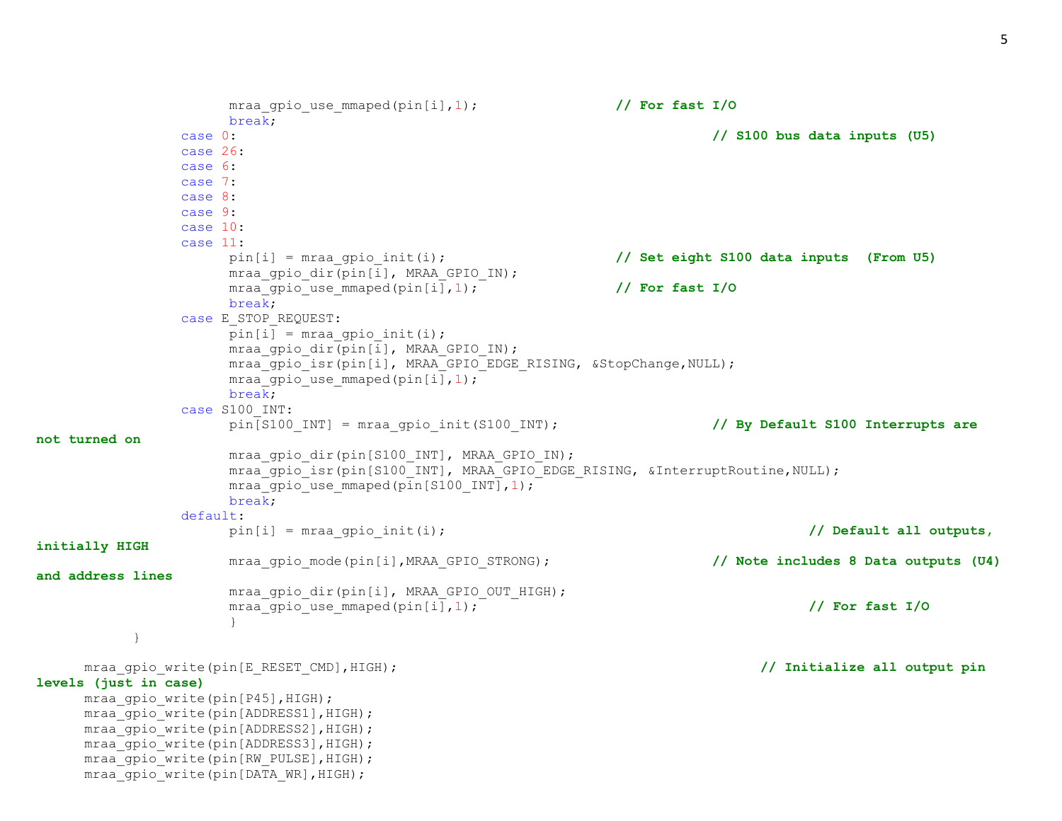```
                    mraa_gpio_use_mmaped(pin[i],1);                  // For fast I/O
                    break;
                case 0:                                                          // S100 bus data inputs (U5)
                case 26:
                case 6:
                case 7:
                case 8:
                case 9:
                case 10:
                case 11:
                    pin[i] = mraa_gpio_init(i);                      // Set eight S100 data inputs  (From U5)
                    mraa_gpio_dir(pin[i], MRAA_GPIO_IN);
                    mraa_gpio_use_mmaped(pin[i],1);                  // For fast I/O
                    break;
                case E_STOP_REQUEST:
                    pin[i] = mraa_gpio_init(i);
                    mraa_gpio_dir(pin[i], MRAA_GPIO_IN);
                    mraa_gpio_isr(pin[i], MRAA_GPIO_EDGE_RISING, &StopChange,NULL);
                    mraa_gpio_use_mmaped(pin[i],1);
                    break;
                case S100_INT:
                    pin[S100_INT] = mraa_gpio_init(S100_INT);                    // By Default S100 Interrupts are
not turned on
                    mraa_gpio_dir(pin[S100_INT], MRAA_GPIO_IN);
                    mraa_gpio_isr(pin[S100_INT], MRAA_GPIO_EDGE_RISING, &InterruptRoutine,NULL);
                    mraa_gpio_use_mmaped(pin[S100_INT],1);
                    break;
                default:
                    pin[i] = mraa_gpio_init(i);                                        // Default all outputs,
initially HIGH
                    mraa_gpio_mode(pin[i],MRAA_GPIO_STRONG);                     // Note includes 8 Data outputs (U4)
and address lines
                    mraa_gpio_dir(pin[i], MRAA_GPIO_OUT_HIGH);
                    mraa_gpio_use_mmaped(pin[i],1);                                    // For fast I/O
                    }
            }

      mraa_gpio_write(pin[E_RESET_CMD],HIGH);                                        // Initialize all output pin
levels (just in case)
      mraa_gpio_write(pin[P45],HIGH);
      mraa_gpio_write(pin[ADDRESS1],HIGH);
      mraa_gpio_write(pin[ADDRESS2],HIGH);
      mraa_gpio_write(pin[ADDRESS3],HIGH);
      mraa_gpio_write(pin[RW_PULSE],HIGH);
      mraa_gpio_write(pin[DATA_WR],HIGH);
```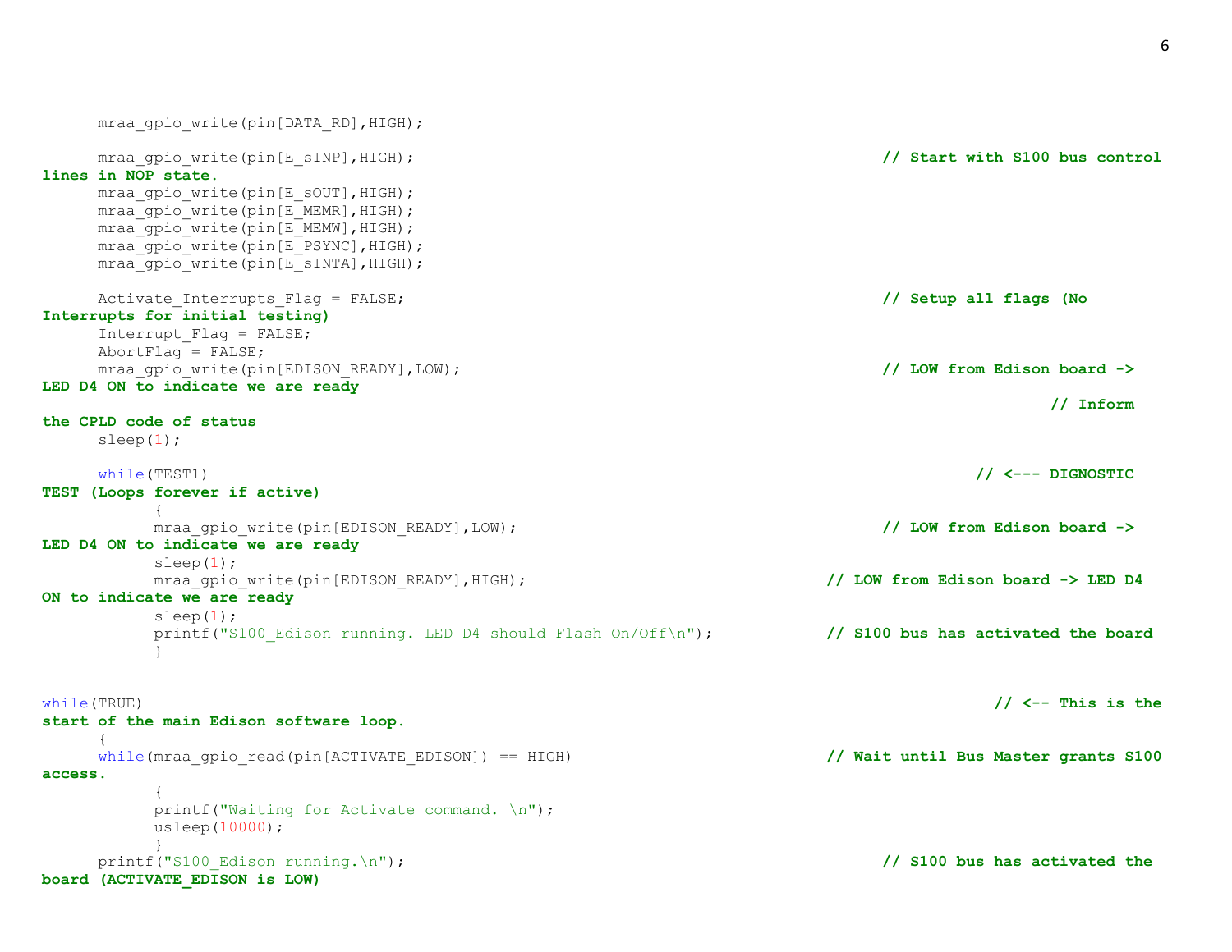```
      mraa_gpio_write(pin[DATA_RD],HIGH);

      mraa_gpio_write(pin[E_sINP],HIGH);                                                // Start with S100 bus control lines in NOP state.
      mraa_gpio_write(pin[E_sOUT],HIGH);
      mraa_gpio_write(pin[E_MEMR],HIGH);
      mraa_gpio_write(pin[E_MEMW],HIGH);
      mraa_gpio_write(pin[E_PSYNC],HIGH);
      mraa_gpio_write(pin[E_sINTA],HIGH);

      Activate_Interrupts_Flag = FALSE;                                                 // Setup all flags (No Interrupts for initial testing)
      Interrupt_Flag = FALSE;
      AbortFlag = FALSE;
      mraa_gpio_write(pin[EDISON_READY],LOW);                                           // LOW from Edison board -> LED D4 ON to indicate we are ready
                                                                                         // Inform the CPLD code of status
      sleep(1);

      while(TEST1)                                                                       // <--- DIGNOSTIC TEST (Loops forever if active)
            {
            mraa_gpio_write(pin[EDISON_READY],LOW);                                     // LOW from Edison board -> LED D4 ON to indicate we are ready
            sleep(1);
            mraa_gpio_write(pin[EDISON_READY],HIGH);                                  // LOW from Edison board -> LED D4 ON to indicate we are ready
            sleep(1);
            printf("S100_Edison running. LED D4 should Flash On/Off\n");              // S100 bus has activated the board
            }


while(TRUE)                                                                              // <-- This is the start of the main Edison software loop.
      {
      while(mraa_gpio_read(pin[ACTIVATE_EDISON]) == HIGH)                             // Wait until Bus Master grants S100 access.
            {
            printf("Waiting for Activate command. \n");
            usleep(10000);
            }
      printf("S100_Edison running.\n");                                                 // S100 bus has activated the board (ACTIVATE_EDISON is LOW)
```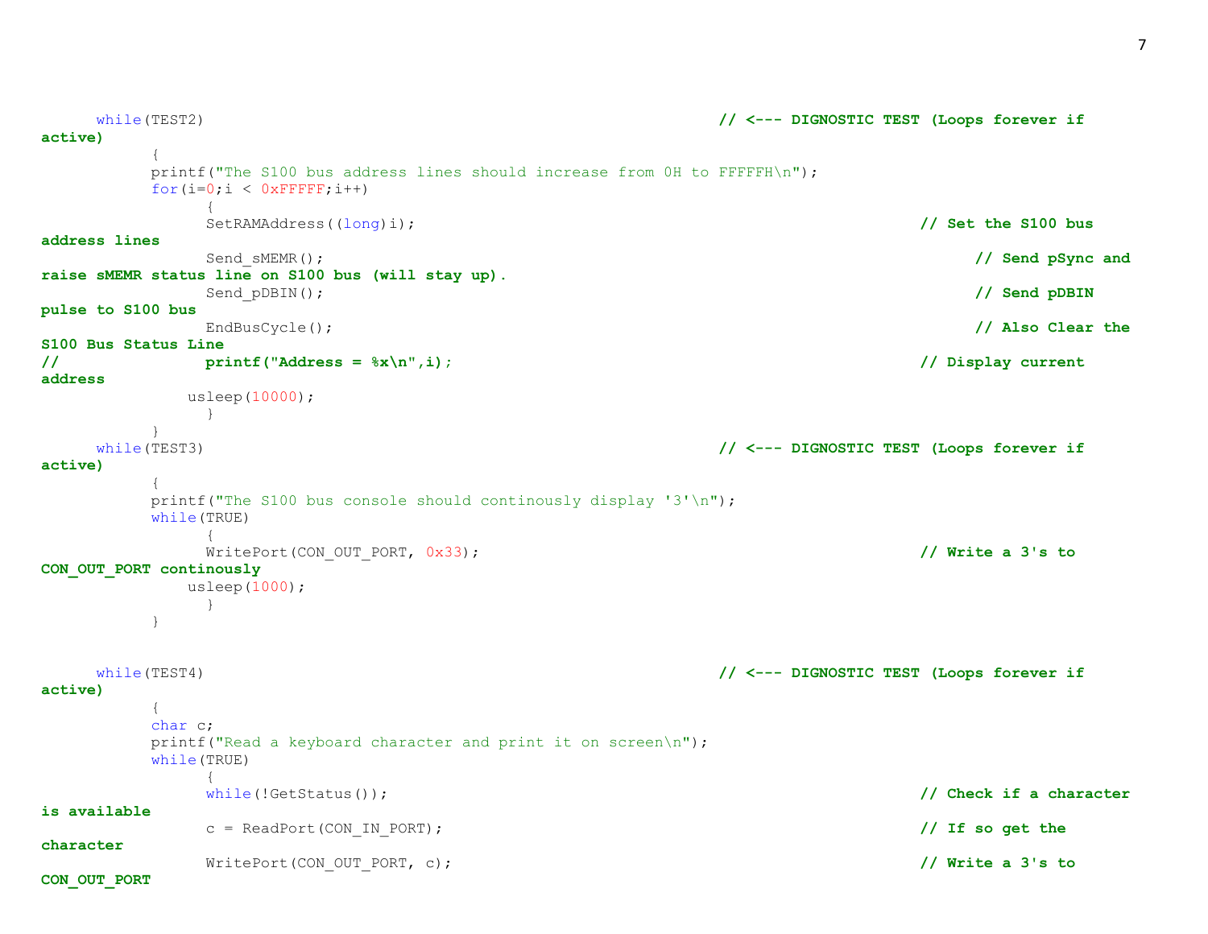```c
	while(TEST2)							// <--- DIGNOSTIC TEST (Loops forever if active)
		{
		printf("The S100 bus address lines should increase from 0H to FFFFFH\n");
		for(i=0;i < 0xFFFFF;i++)
			{
			SetRAMAddress((long)i);						// Set the S100 bus address lines
			Send_sMEMR();							// Send pSync and raise sMEMR status line on S100 bus (will stay up).
			Send_pDBIN();							// Send pDBIN pulse to S100 bus
			EndBusCycle();							// Also Clear the S100 Bus Status Line
//			printf("Address = %x\n",i);					// Display current address
		       usleep(10000);
			}
		}
	while(TEST3)							// <--- DIGNOSTIC TEST (Loops forever if active)
		{
		printf("The S100 bus console should continously display '3'\n");
		while(TRUE)
			{
			WritePort(CON_OUT_PORT, 0x33);					// Write a 3's to CON_OUT_PORT continously
		       usleep(1000);
			}
		}


	while(TEST4)							// <--- DIGNOSTIC TEST (Loops forever if active)
		{
		char c;
		printf("Read a keyboard character and print it on screen\n");
		while(TRUE)
			{
			while(!GetStatus());						// Check if a character is available
			c = ReadPort(CON_IN_PORT);					// If so get the character
			WritePort(CON_OUT_PORT, c);					// Write a 3's to CON_OUT_PORT
```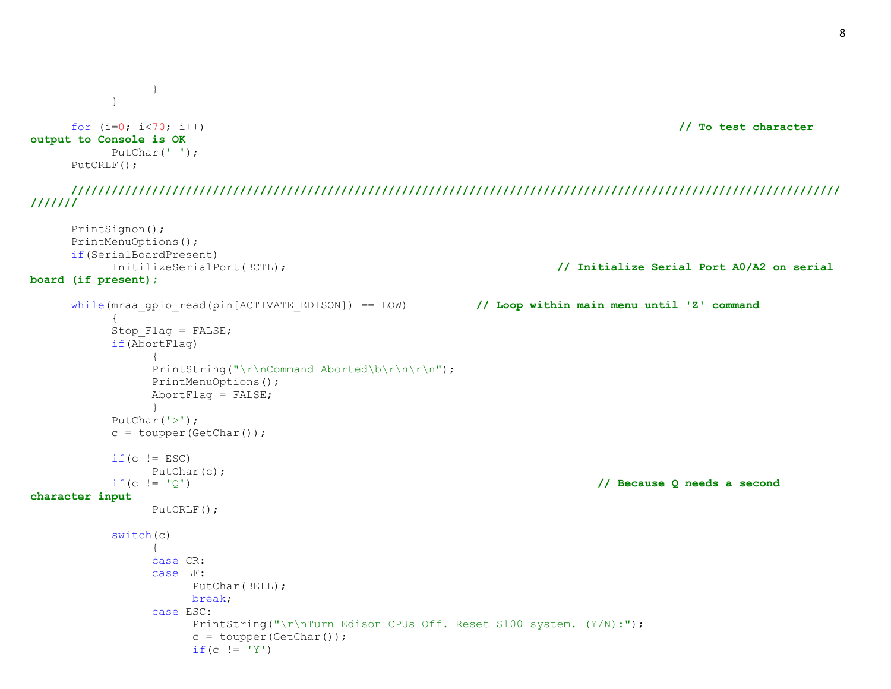```c
			}
		}

	for (i=0; i<70; i++)											// To test character output to Console is OK
		PutChar(' ');
	PutCRLF();

	/////////////////////////////////////////////////////////////////////////////////////////////////////////////////

	PrintSignon();
	PrintMenuOptions();
	if(SerialBoardPresent)
		InitilizeSerialPort(BCTL);								// Initialize Serial Port A0/A2 on serial board (if present);

	while(mraa_gpio_read(pin[ACTIVATE_EDISON]) == LOW)			// Loop within main menu until 'Z' command
		{
		Stop_Flag = FALSE;
		if(AbortFlag)
			{
			PrintString("\r\nCommand Aborted\b\r\n\r\n");
			PrintMenuOptions();
			AbortFlag = FALSE;
			}
		PutChar('>');
		c = toupper(GetChar());

		if(c != ESC)
			PutChar(c);
		if(c != 'Q')												// Because Q needs a second character input
			PutCRLF();

		switch(c)
			{
			case CR:
			case LF:
				PutChar(BELL);
				break;
			case ESC:
				PrintString("\r\nTurn Edison CPUs Off. Reset S100 system. (Y/N):");
				c = toupper(GetChar());
				if(c != 'Y')
```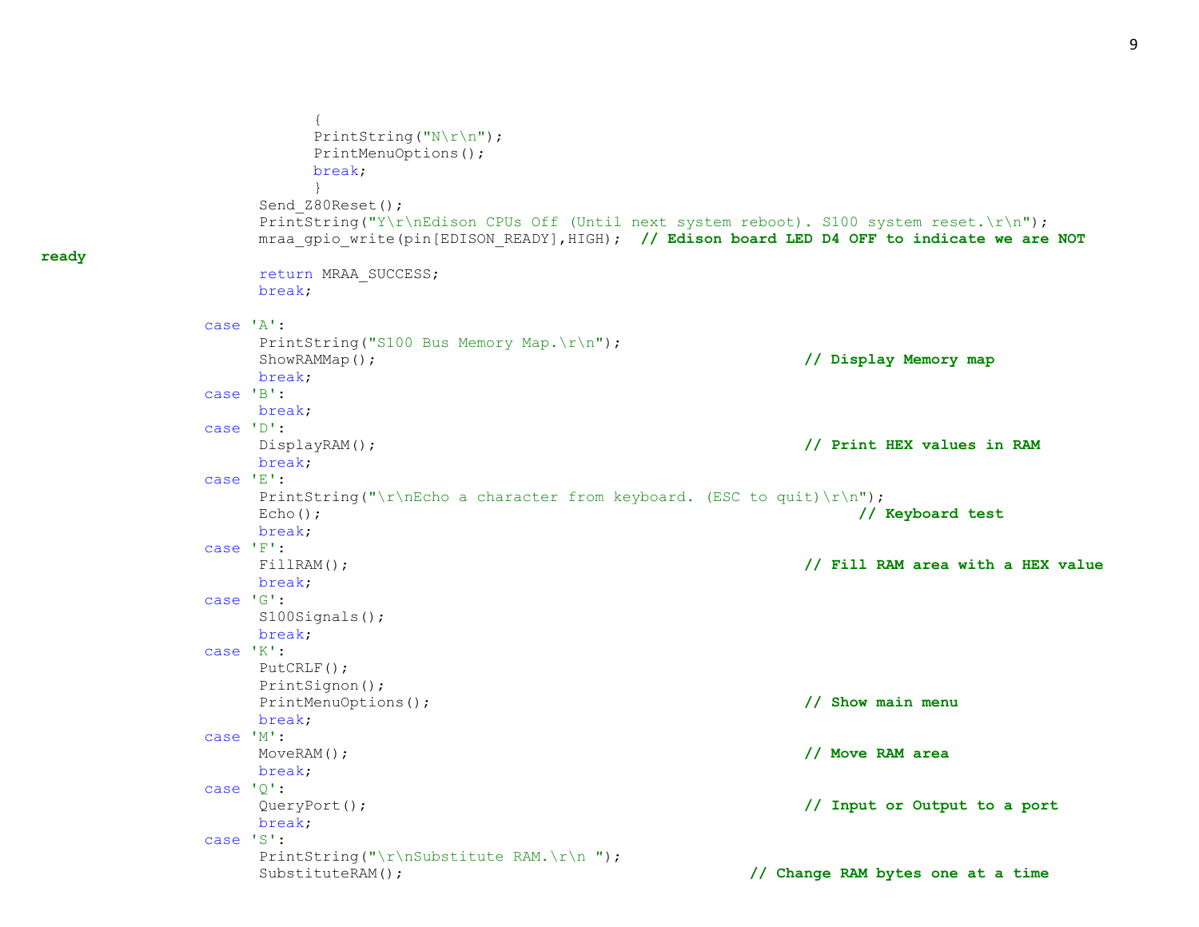```
                            {
                            PrintString("N\r\n");
                            PrintMenuOptions();
                            break;
                            }
                        Send_Z80Reset();
                        PrintString("Y\r\nEdison CPUs Off (Until next system reboot). S100 system reset.\r\n");
                        mraa_gpio_write(pin[EDISON_READY],HIGH);  // Edison board LED D4 OFF to indicate we are NOT ready
                        return MRAA_SUCCESS;
                        break;

                case 'A':
                        PrintString("S100 Bus Memory Map.\r\n");
                        ShowRAMMap();                                   // Display Memory map
                        break;
                case 'B':
                        break;
                case 'D':
                        DisplayRAM();                                   // Print HEX values in RAM
                        break;
                case 'E':
                        PrintString("\r\nEcho a character from keyboard. (ESC to quit)\r\n");
                        Echo();                                         // Keyboard test
                        break;
                case 'F':
                        FillRAM();                                      // Fill RAM area with a HEX value
                        break;
                case 'G':
                        S100Signals();
                        break;
                case 'K':
                        PutCRLF();
                        PrintSignon();
                        PrintMenuOptions();                             // Show main menu
                        break;
                case 'M':
                        MoveRAM();                                      // Move RAM area
                        break;
                case 'Q':
                        QueryPort();                                    // Input or Output to a port
                        break;
                case 'S':
                        PrintString("\r\nSubstitute RAM.\r\n ");
                        SubstituteRAM();                                // Change RAM bytes one at a time
```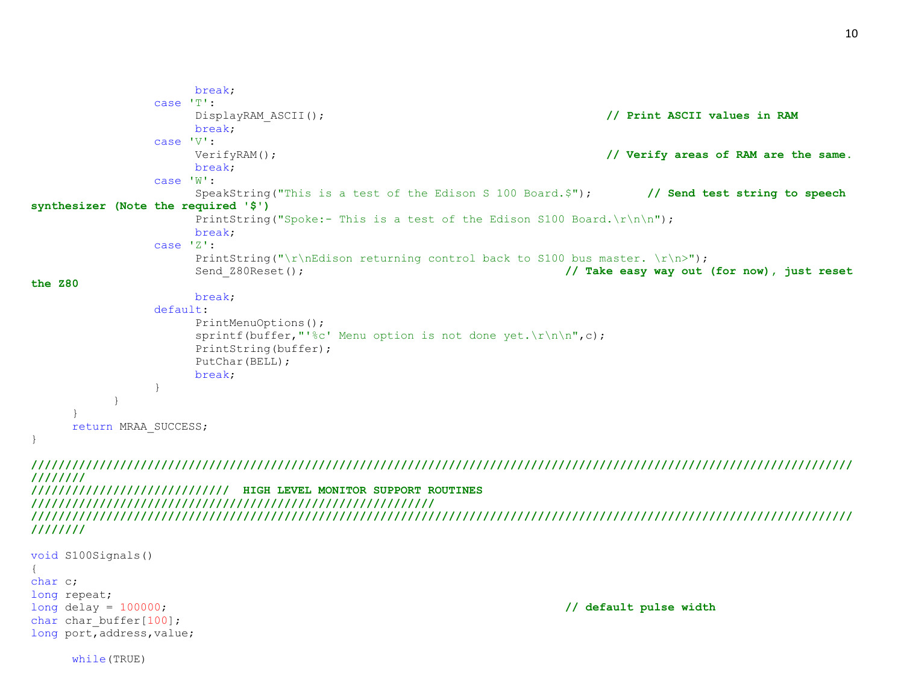```
                    break;
                case 'T':
                    DisplayRAM_ASCII();                                          // Print ASCII values in RAM
                    break;
                case 'V':
                    VerifyRAM();                                                 // Verify areas of RAM are the same.
                    break;
                case 'W':
                    SpeakString("This is a test of the Edison S 100 Board.$");        // Send test string to speech
synthesizer (Note the required '$')
                    PrintString("Spoke:- This is a test of the Edison S100 Board.\r\n\n");
                    break;
                case 'Z':
                    PrintString("\r\nEdison returning control back to S100 bus master. \r\n>");
                    Send_Z80Reset();                                         // Take easy way out (for now), just reset
the Z80
                    break;
                default:
                    PrintMenuOptions();
                    sprintf(buffer,"'%c' Menu option is not done yet.\r\n\n",c);
                    PrintString(buffer);
                    PutChar(BELL);
                    break;
                }
            }
        }
        return MRAA_SUCCESS;
}

//////////////////////////////////////////////////////////////////////////////////////////////////////////////////////
///////
/////////////////////////////  HIGH LEVEL MONITOR SUPPORT ROUTINES
///////////////////////////////////////////////////////////
//////////////////////////////////////////////////////////////////////////////////////////////////////////////////////
///////

void S100Signals()
{
char c;
long repeat;
long delay = 100000;                                                         // default pulse width
char char_buffer[100];
long port,address,value;

        while(TRUE)
```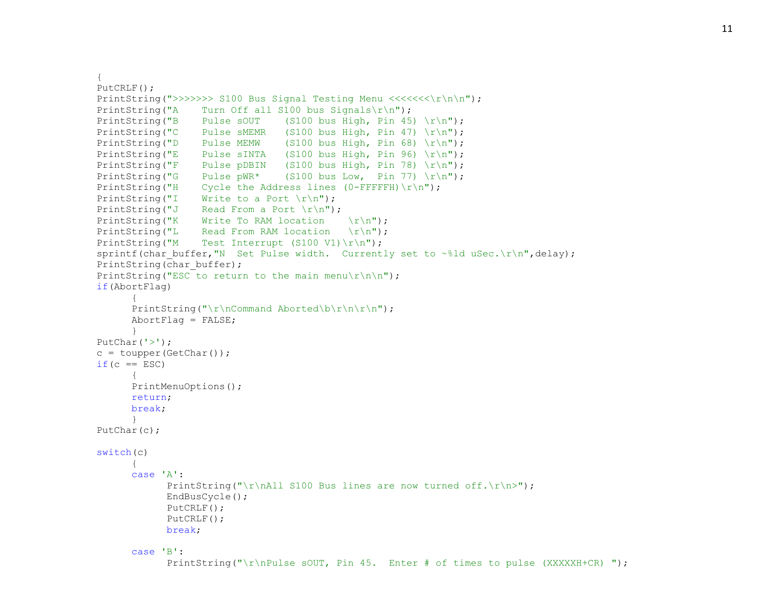```c
{
PutCRLF();
PrintString(">>>>>>> S100 Bus Signal Testing Menu <<<<<<<\r\n\n");
PrintString("A    Turn Off all S100 bus Signals\r\n");
PrintString("B    Pulse sOUT    (S100 bus High, Pin 45) \r\n");
PrintString("C    Pulse sMEMR   (S100 bus High, Pin 47) \r\n");
PrintString("D    Pulse MEMW    (S100 bus High, Pin 68) \r\n");
PrintString("E    Pulse sINTA   (S100 bus High, Pin 96) \r\n");
PrintString("F    Pulse pDBIN   (S100 bus High, Pin 78) \r\n");
PrintString("G    Pulse pWR*    (S100 bus Low,  Pin 77) \r\n");
PrintString("H    Cycle the Address lines (0-FFFFFH)\r\n");
PrintString("I    Write to a Port \r\n");
PrintString("J    Read From a Port \r\n");
PrintString("K    Write To RAM location    \r\n");
PrintString("L    Read From RAM location   \r\n");
PrintString("M    Test Interrupt (S100 V1)\r\n");
sprintf(char_buffer,"N  Set Pulse width.  Currently set to ~%ld uSec.\r\n",delay);
PrintString(char_buffer);
PrintString("ESC to return to the main menu\r\n\n");
if(AbortFlag)
      {
      PrintString("\r\nCommand Aborted\b\r\n\r\n");
      AbortFlag = FALSE;
      }
PutChar('>');
c = toupper(GetChar());
if(c == ESC)
      {
      PrintMenuOptions();
      return;
      break;
      }
PutChar(c);

switch(c)
      {
      case 'A':
            PrintString("\r\nAll S100 Bus lines are now turned off.\r\n>");
            EndBusCycle();
            PutCRLF();
            PutCRLF();
            break;

      case 'B':
            PrintString("\r\nPulse sOUT, Pin 45.  Enter # of times to pulse (XXXXXH+CR) ");
```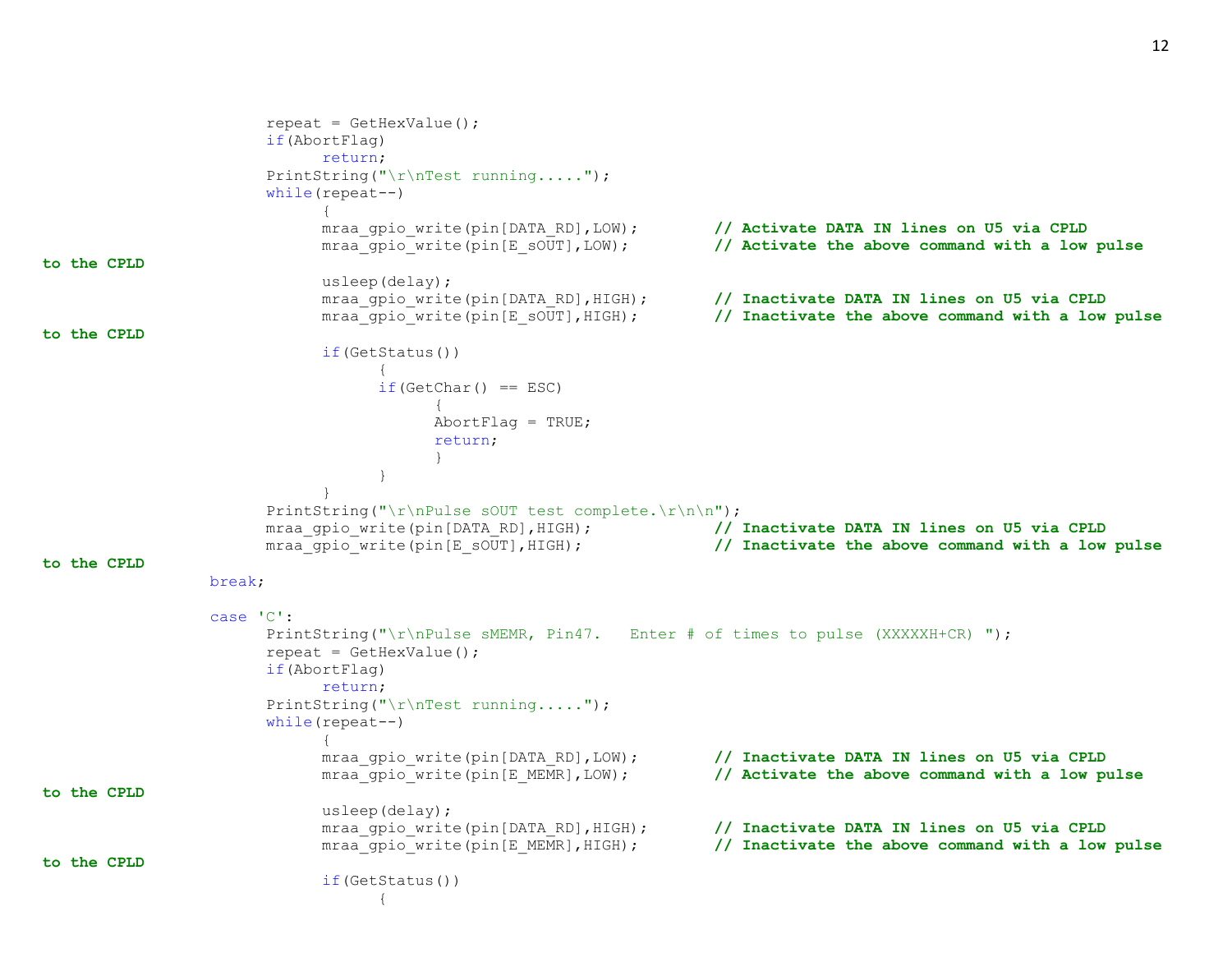```c
                        repeat = GetHexValue();
                        if(AbortFlag)
                              return;
                        PrintString("\r\nTest running.....");
                        while(repeat--)
                              {
                              mraa_gpio_write(pin[DATA_RD],LOW);        // Activate DATA IN lines on U5 via CPLD
                              mraa_gpio_write(pin[E_sOUT],LOW);         // Activate the above command with a low pulse to the CPLD
                              usleep(delay);
                              mraa_gpio_write(pin[DATA_RD],HIGH);       // Inactivate DATA IN lines on U5 via CPLD
                              mraa_gpio_write(pin[E_sOUT],HIGH);        // Inactivate the above command with a low pulse to the CPLD
                              if(GetStatus())
                                    {
                                    if(GetChar() == ESC)
                                          {
                                          AbortFlag = TRUE;
                                          return;
                                          }
                                    }
                              }
                        PrintString("\r\nPulse sOUT test complete.\r\n\n");
                        mraa_gpio_write(pin[DATA_RD],HIGH);             // Inactivate DATA IN lines on U5 via CPLD
                        mraa_gpio_write(pin[E_sOUT],HIGH);              // Inactivate the above command with a low pulse to the CPLD
                  break;

                  case 'C':
                        PrintString("\r\nPulse sMEMR, Pin47.   Enter # of times to pulse (XXXXXH+CR) ");
                        repeat = GetHexValue();
                        if(AbortFlag)
                              return;
                        PrintString("\r\nTest running.....");
                        while(repeat--)
                              {
                              mraa_gpio_write(pin[DATA_RD],LOW);        // Inactivate DATA IN lines on U5 via CPLD
                              mraa_gpio_write(pin[E_MEMR],LOW);         // Activate the above command with a low pulse to the CPLD
                              usleep(delay);
                              mraa_gpio_write(pin[DATA_RD],HIGH);       // Inactivate DATA IN lines on U5 via CPLD
                              mraa_gpio_write(pin[E_MEMR],HIGH);        // Inactivate the above command with a low pulse to the CPLD
                              if(GetStatus())
                                    {
```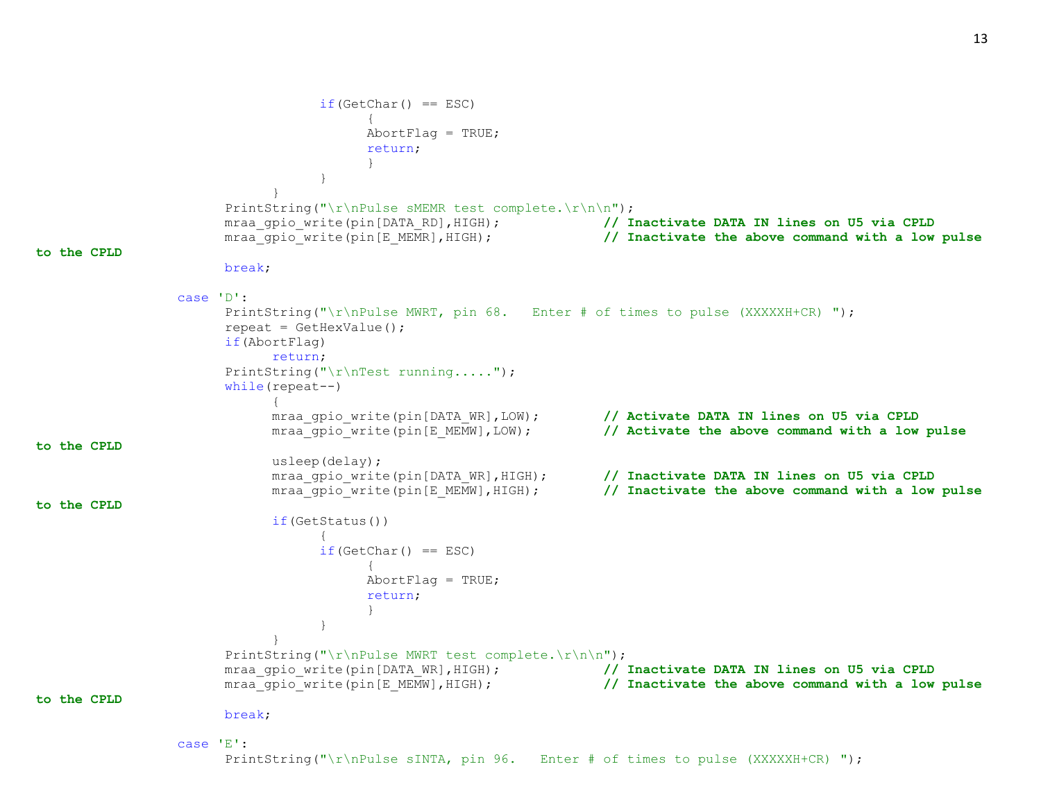```
                        if(GetChar() == ESC)
                              {
                              AbortFlag = TRUE;
                              return;
                              }
                        }
                  }
            PrintString("\r\nPulse sMEMR test complete.\r\n\n");
            mraa_gpio_write(pin[DATA_RD],HIGH);             // Inactivate DATA IN lines on U5 via CPLD
            mraa_gpio_write(pin[E_MEMR],HIGH);              // Inactivate the above command with a low pulse to the CPLD
            break;

      case 'D':
            PrintString("\r\nPulse MWRT, pin 68.   Enter # of times to pulse (XXXXXH+CR) ");
            repeat = GetHexValue();
            if(AbortFlag)
                  return;
            PrintString("\r\nTest running.....");
            while(repeat--)
                  {
                  mraa_gpio_write(pin[DATA_WR],LOW);        // Activate DATA IN lines on U5 via CPLD
                  mraa_gpio_write(pin[E_MEMW],LOW);         // Activate the above command with a low pulse to the CPLD
                  usleep(delay);
                  mraa_gpio_write(pin[DATA_WR],HIGH);       // Inactivate DATA IN lines on U5 via CPLD
                  mraa_gpio_write(pin[E_MEMW],HIGH);        // Inactivate the above command with a low pulse to the CPLD
                  if(GetStatus())
                        {
                        if(GetChar() == ESC)
                              {
                              AbortFlag = TRUE;
                              return;
                              }
                        }
                  }
            PrintString("\r\nPulse MWRT test complete.\r\n\n");
            mraa_gpio_write(pin[DATA_WR],HIGH);             // Inactivate DATA IN lines on U5 via CPLD
            mraa_gpio_write(pin[E_MEMW],HIGH);              // Inactivate the above command with a low pulse to the CPLD
            break;

      case 'E':
            PrintString("\r\nPulse sINTA, pin 96.   Enter # of times to pulse (XXXXXH+CR) ");
```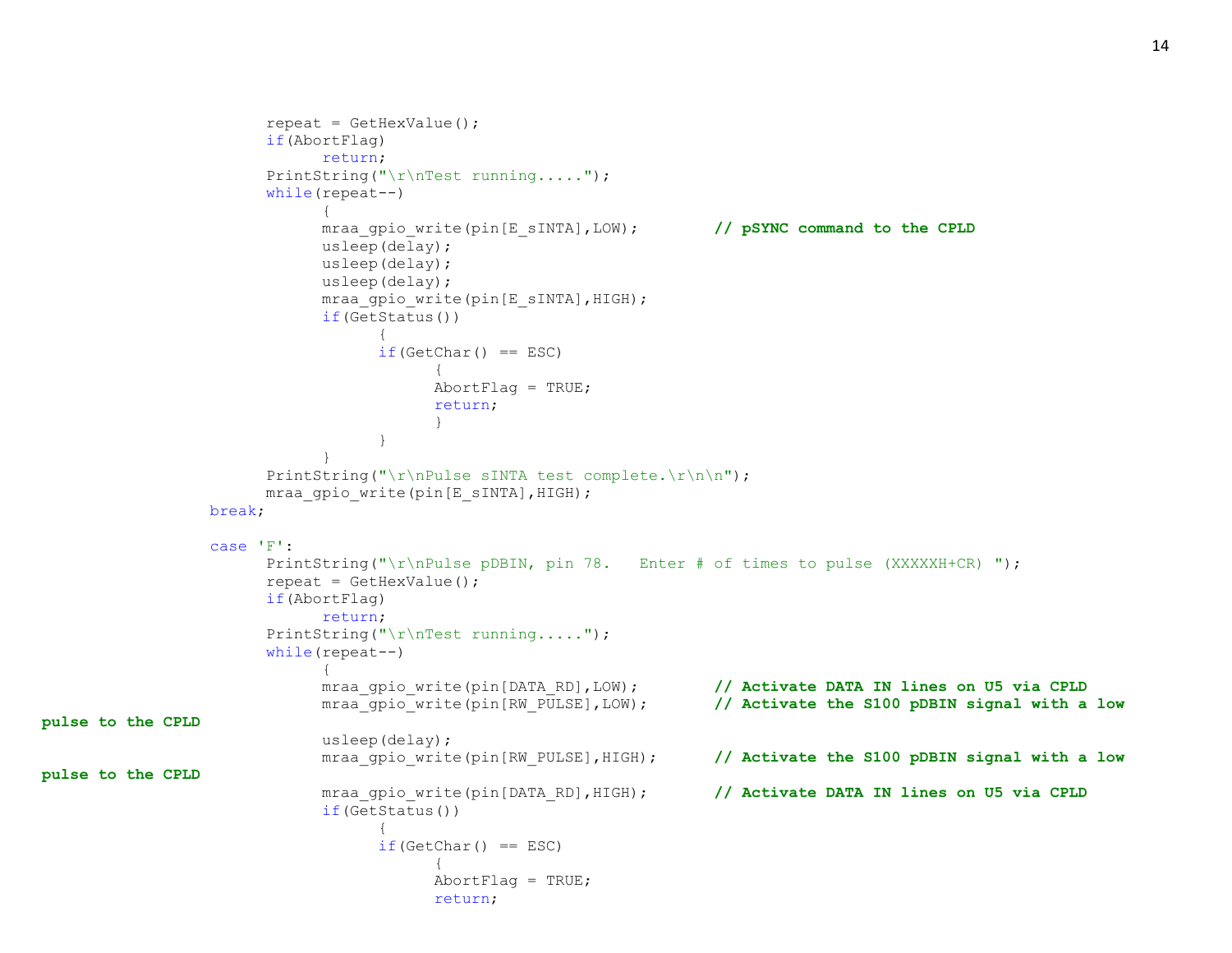```
			repeat = GetHexValue();
			if(AbortFlag)
				return;
			PrintString("\r\nTest running.....");
			while(repeat--)
				{
				mraa_gpio_write(pin[E_sINTA],LOW);		// pSYNC command to the CPLD
				usleep(delay);
				usleep(delay);
				usleep(delay);
				mraa_gpio_write(pin[E_sINTA],HIGH);
				if(GetStatus())
					{
					if(GetChar() == ESC)
						{
						AbortFlag = TRUE;
						return;
						}
					}
				}
			PrintString("\r\nPulse sINTA test complete.\r\n\n");
			mraa_gpio_write(pin[E_sINTA],HIGH);
		break;

		case 'F':
			PrintString("\r\nPulse pDBIN, pin 78.   Enter # of times to pulse (XXXXXH+CR) ");
			repeat = GetHexValue();
			if(AbortFlag)
				return;
			PrintString("\r\nTest running.....");
			while(repeat--)
				{
				mraa_gpio_write(pin[DATA_RD],LOW);		// Activate DATA IN lines on U5 via CPLD
				mraa_gpio_write(pin[RW_PULSE],LOW);		// Activate the S100 pDBIN signal with a low pulse to the CPLD
				usleep(delay);
				mraa_gpio_write(pin[RW_PULSE],HIGH);		// Activate the S100 pDBIN signal with a low pulse to the CPLD
				mraa_gpio_write(pin[DATA_RD],HIGH);		// Activate DATA IN lines on U5 via CPLD
				if(GetStatus())
					{
					if(GetChar() == ESC)
						{
						AbortFlag = TRUE;
						return;
```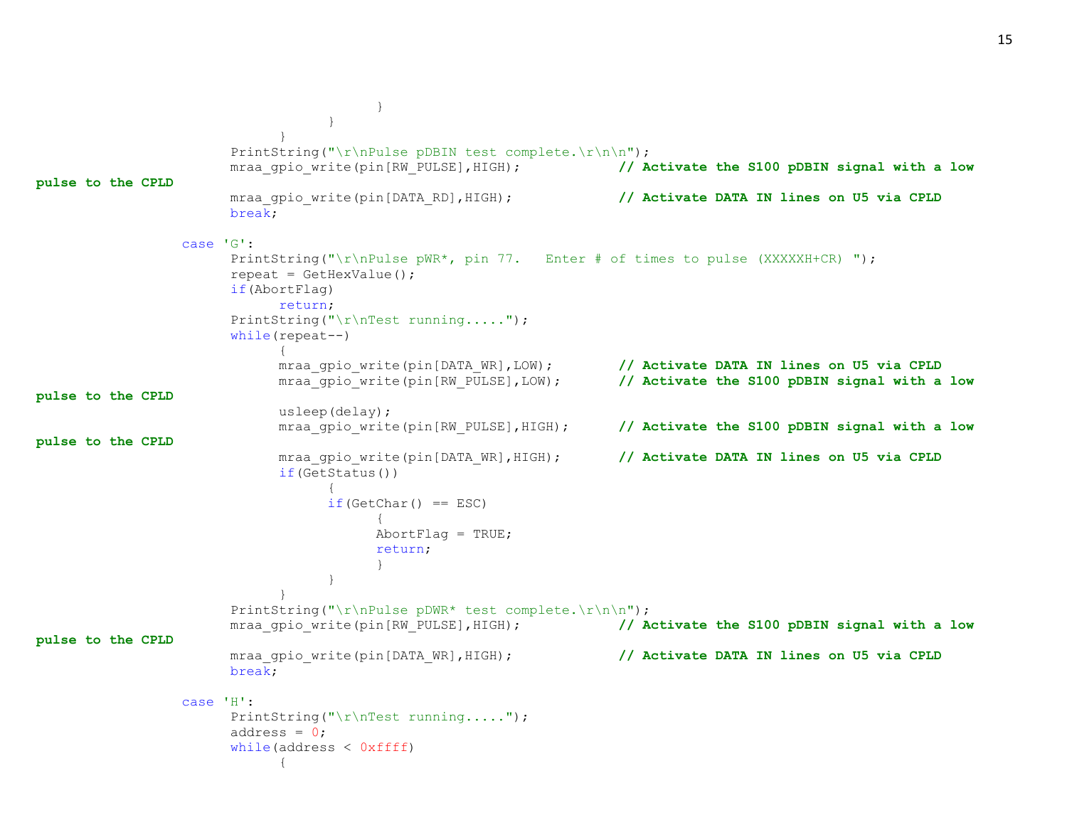```
                        }
                    }
                }
            PrintString("\r\nPulse pDBIN test complete.\r\n\n");
            mraa_gpio_write(pin[RW_PULSE],HIGH);           // Activate the S100 pDBIN signal with a low pulse to the CPLD
            mraa_gpio_write(pin[DATA_RD],HIGH);            // Activate DATA IN lines on U5 via CPLD
            break;

        case 'G':
            PrintString("\r\nPulse pWR*, pin 77.   Enter # of times to pulse (XXXXXH+CR) ");
            repeat = GetHexValue();
            if(AbortFlag)
                return;
            PrintString("\r\nTest running.....");
            while(repeat--)
                {
                mraa_gpio_write(pin[DATA_WR],LOW);         // Activate DATA IN lines on U5 via CPLD
                mraa_gpio_write(pin[RW_PULSE],LOW);        // Activate the S100 pDBIN signal with a low pulse to the CPLD
                usleep(delay);
                mraa_gpio_write(pin[RW_PULSE],HIGH);       // Activate the S100 pDBIN signal with a low pulse to the CPLD
                mraa_gpio_write(pin[DATA_WR],HIGH);        // Activate DATA IN lines on U5 via CPLD
                if(GetStatus())
                    {
                    if(GetChar() == ESC)
                        {
                        AbortFlag = TRUE;
                        return;
                        }
                    }
                }
            PrintString("\r\nPulse pDWR* test complete.\r\n\n");
            mraa_gpio_write(pin[RW_PULSE],HIGH);           // Activate the S100 pDBIN signal with a low pulse to the CPLD
            mraa_gpio_write(pin[DATA_WR],HIGH);            // Activate DATA IN lines on U5 via CPLD
            break;

        case 'H':
            PrintString("\r\nTest running.....");
            address = 0;
            while(address < 0xffff)
                {
```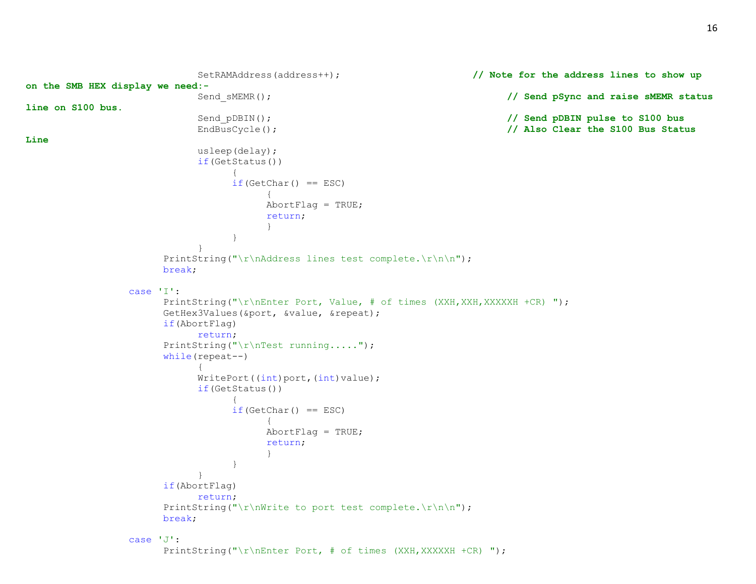```c
				SetRAMAddress(address++);				// Note for the address lines to show up on the SMB HEX display we need:-
				Send_sMEMR();						// Send pSync and raise sMEMR status line on S100 bus.
				Send_pDBIN();						// Send pDBIN pulse to S100 bus
				EndBusCycle();						// Also Clear the S100 Bus Status Line
				usleep(delay);
				if(GetStatus())
					{
					if(GetChar() == ESC)
						{
						AbortFlag = TRUE;
						return;
						}
					}
				}
			PrintString("\r\nAddress lines test complete.\r\n\n");
			break;

		case 'I':
			PrintString("\r\nEnter Port, Value, # of times (XXH,XXH,XXXXXH +CR) ");
			GetHex3Values(&port, &value, &repeat);
			if(AbortFlag)
				return;
			PrintString("\r\nTest running.....");
			while(repeat--)
				{
				WritePort((int)port,(int)value);
				if(GetStatus())
					{
					if(GetChar() == ESC)
						{
						AbortFlag = TRUE;
						return;
						}
					}
				}
			if(AbortFlag)
				return;
			PrintString("\r\nWrite to port test complete.\r\n\n");
			break;

		case 'J':
			PrintString("\r\nEnter Port, # of times (XXH,XXXXXH +CR) ");
```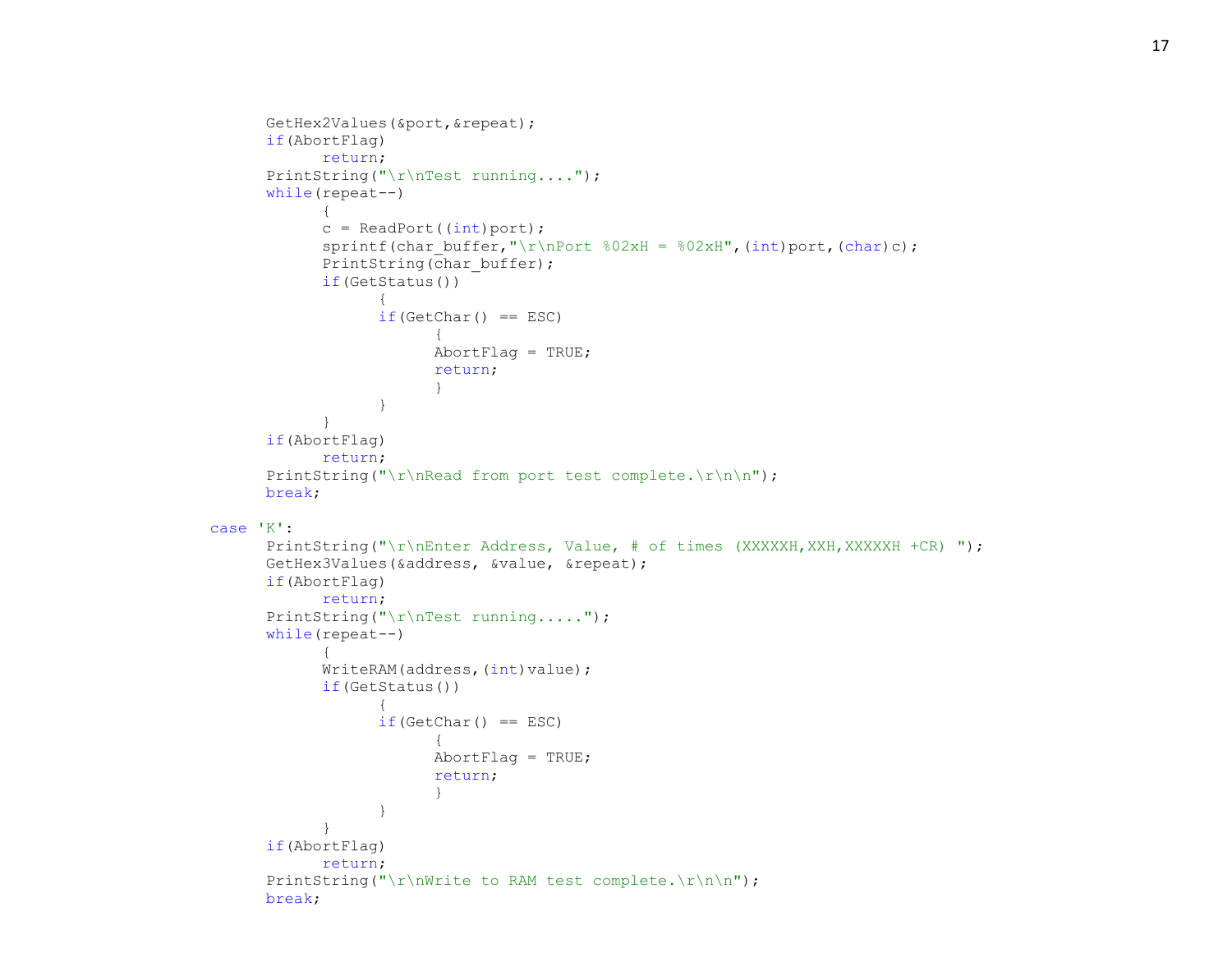```
        GetHex2Values(&port,&repeat);
        if(AbortFlag)
              return;
        PrintString("\r\nTest running....");
        while(repeat--)
              {
              c = ReadPort((int)port);
              sprintf(char_buffer,"\r\nPort %02xH = %02xH",(int)port,(char)c);
              PrintString(char_buffer);
              if(GetStatus())
                    {
                    if(GetChar() == ESC)
                          {
                          AbortFlag = TRUE;
                          return;
                          }
                    }
              }
        if(AbortFlag)
              return;
        PrintString("\r\nRead from port test complete.\r\n\n");
        break;

  case 'K':
        PrintString("\r\nEnter Address, Value, # of times (XXXXXH,XXH,XXXXXH +CR) ");
        GetHex3Values(&address, &value, &repeat);
        if(AbortFlag)
              return;
        PrintString("\r\nTest running.....");
        while(repeat--)
              {
              WriteRAM(address,(int)value);
              if(GetStatus())
                    {
                    if(GetChar() == ESC)
                          {
                          AbortFlag = TRUE;
                          return;
                          }
                    }
              }
        if(AbortFlag)
              return;
        PrintString("\r\nWrite to RAM test complete.\r\n\n");
        break;
```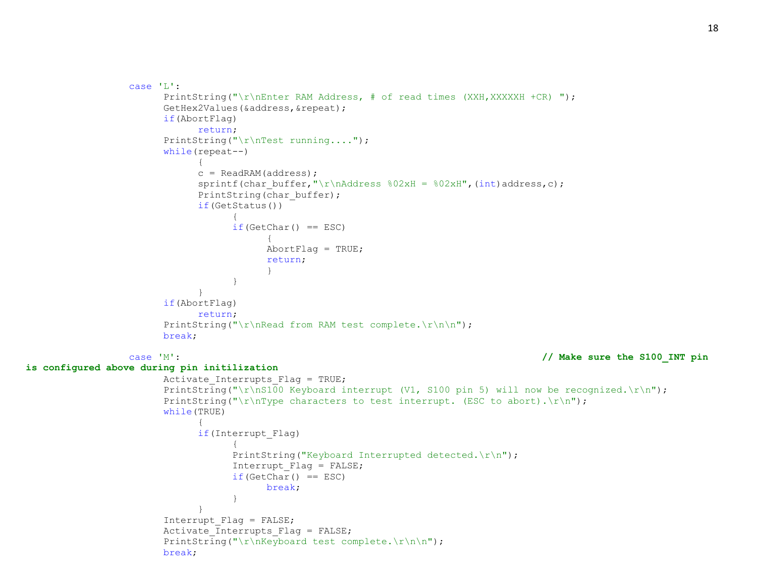```c
		case 'L':
			PrintString("\r\nEnter RAM Address, # of read times (XXH,XXXXXH +CR) ");
			GetHex2Values(&address,&repeat);
			if(AbortFlag)
				return;
			PrintString("\r\nTest running....");
			while(repeat--)
				{
				c = ReadRAM(address);
				sprintf(char_buffer,"\r\nAddress %02xH = %02xH",(int)address,c);
				PrintString(char_buffer);
				if(GetStatus())
					{
					if(GetChar() == ESC)
						{
						AbortFlag = TRUE;
						return;
						}
					}
				}
			if(AbortFlag)
				return;
			PrintString("\r\nRead from RAM test complete.\r\n\n");
			break;

		case 'M':									// Make sure the S100_INT pin is configured above during pin initilization
			Activate_Interrupts_Flag = TRUE;
			PrintString("\r\nS100 Keyboard interrupt (V1, S100 pin 5) will now be recognized.\r\n");
			PrintString("\r\nType characters to test interrupt. (ESC to abort).\r\n");
			while(TRUE)
				{
				if(Interrupt_Flag)
					{
					PrintString("Keyboard Interrupted detected.\r\n");
					Interrupt_Flag = FALSE;
					if(GetChar() == ESC)
						break;
					}
				}
			Interrupt_Flag = FALSE;
			Activate_Interrupts_Flag = FALSE;
			PrintString("\r\nKeyboard test complete.\r\n\n");
			break;
```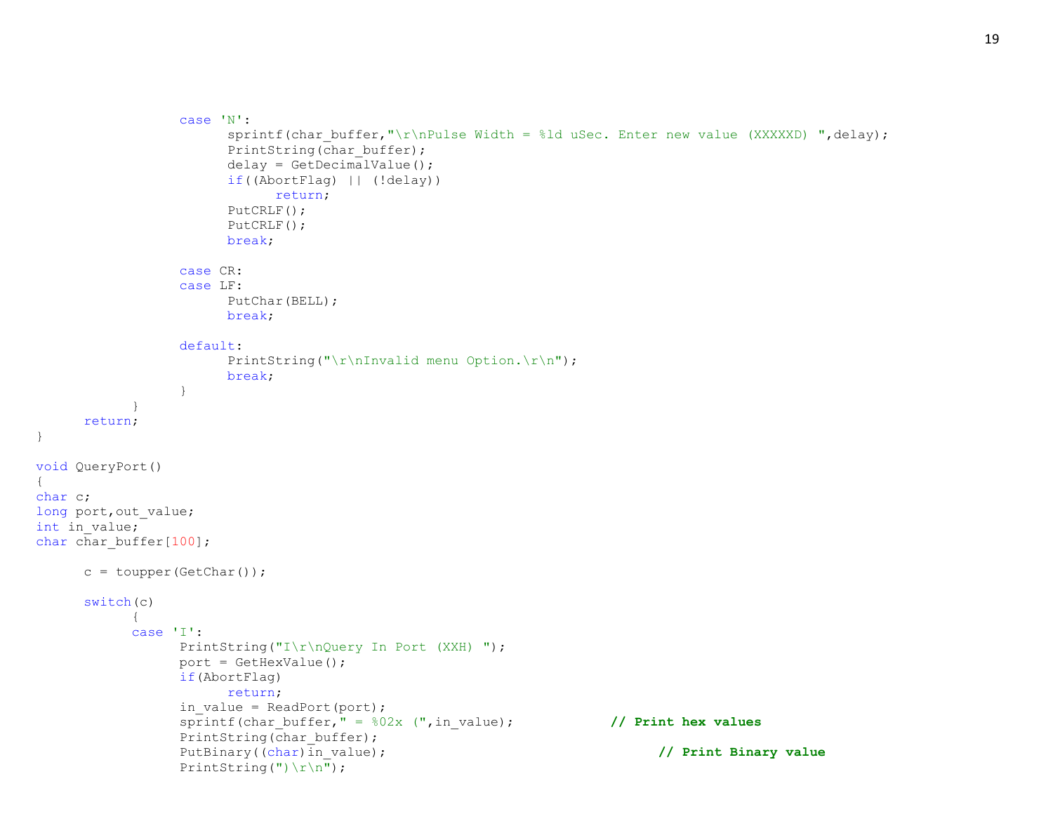```
                case 'N':
                      sprintf(char_buffer,"\r\nPulse Width = %ld uSec. Enter new value (XXXXXD) ",delay);
                      PrintString(char_buffer);
                      delay = GetDecimalValue();
                      if((AbortFlag) || (!delay))
                            return;
                      PutCRLF();
                      PutCRLF();
                      break;

                case CR:
                case LF:
                      PutChar(BELL);
                      break;

                default:
                      PrintString("\r\nInvalid menu Option.\r\n");
                      break;
                }
          }
    return;
}

void QueryPort()
{
char c;
long port,out_value;
int in_value;
char char_buffer[100];

    c = toupper(GetChar());

    switch(c)
          {
          case 'I':
                PrintString("I\r\nQuery In Port (XXH) ");
                port = GetHexValue();
                if(AbortFlag)
                      return;
                in_value = ReadPort(port);
                sprintf(char_buffer," = %02x (",in_value);          // Print hex values
                PrintString(char_buffer);
                PutBinary((char)in_value);                                // Print Binary value
                PrintString(")\r\n");
```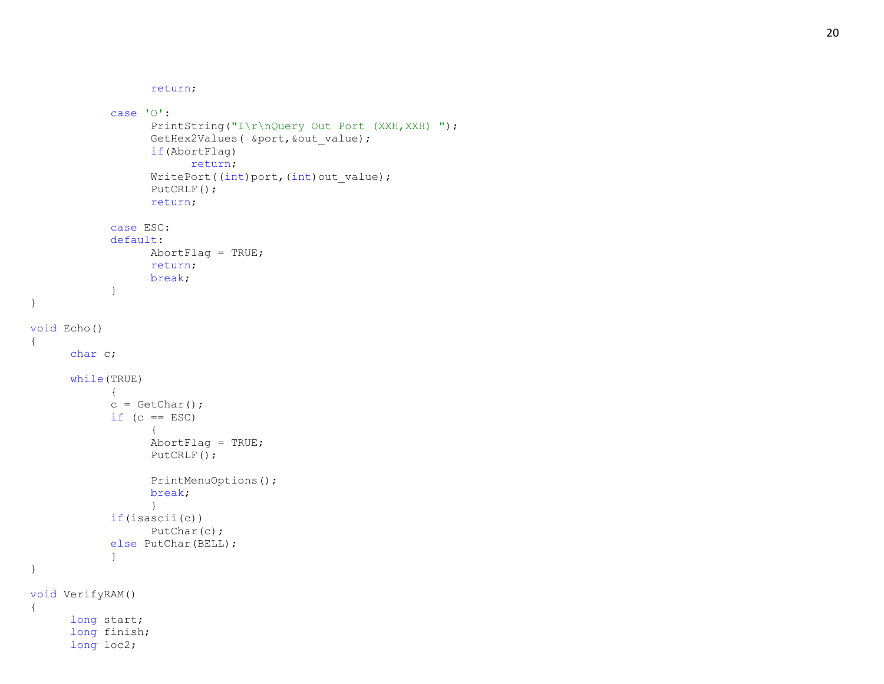```c
				return;

			case 'O':
				PrintString("I\r\nQuery Out Port (XXH,XXH) ");
				GetHex2Values( &port,&out_value);
				if(AbortFlag)
					return;
				WritePort((int)port,(int)out_value);
				PutCRLF();
				return;

			case ESC:
			default:
				AbortFlag = TRUE;
				return;
				break;
			}
}

void Echo()
{
	char c;

	while(TRUE)
		{
		c = GetChar();
		if (c == ESC)
			{
			AbortFlag = TRUE;
			PutCRLF();

			PrintMenuOptions();
			break;
			}
		if(isascii(c))
			PutChar(c);
		else PutChar(BELL);
		}
}

void VerifyRAM()
{
	long start;
	long finish;
	long loc2;
```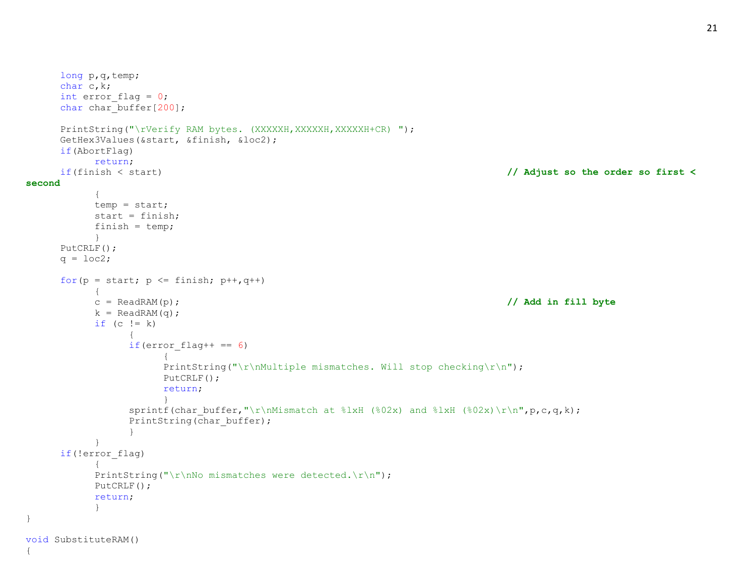```c
	long p,q,temp;
	char c,k;
	int error_flag = 0;
	char char_buffer[200];

	PrintString("\rVerify RAM bytes. (XXXXXH,XXXXXH,XXXXXH+CR) ");
	GetHex3Values(&start, &finish, &loc2);
	if(AbortFlag)
		return;
	if(finish < start)                                                       // Adjust so the order so first <
second
		{
		temp = start;
		start = finish;
		finish = temp;
		}
	PutCRLF();
	q = loc2;

	for(p = start; p <= finish; p++,q++)
		{
		c = ReadRAM(p);                                                  // Add in fill byte
		k = ReadRAM(q);
		if (c != k)
			{
			if(error_flag++ == 6)
				{
				PrintString("\r\nMultiple mismatches. Will stop checking\r\n");
				PutCRLF();
				return;
				}
			sprintf(char_buffer,"\r\nMismatch at %lxH (%02x) and %lxH (%02x)\r\n",p,c,q,k);
			PrintString(char_buffer);
			}
		}
	if(!error_flag)
		{
		PrintString("\r\nNo mismatches were detected.\r\n");
		PutCRLF();
		return;
		}
}

void SubstituteRAM()
{
```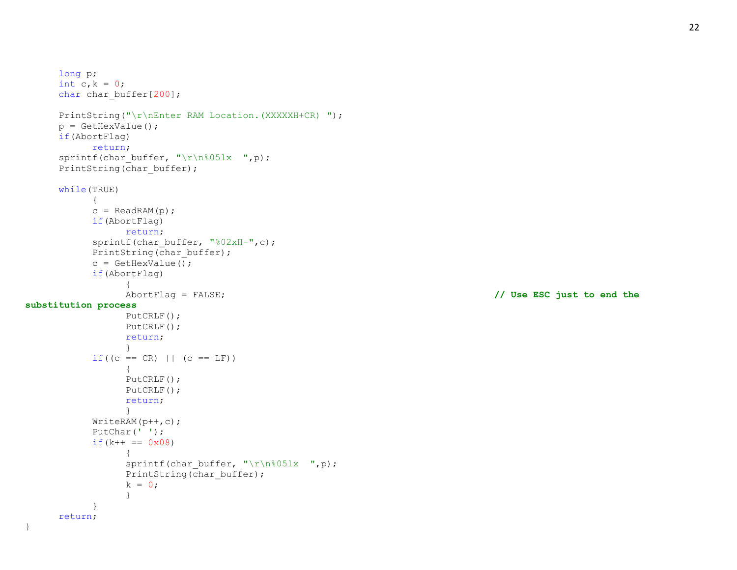```c
	long p;
	int c,k = 0;
	char char_buffer[200];

	PrintString("\r\nEnter RAM Location.(XXXXXH+CR) ");
	p = GetHexValue();
	if(AbortFlag)
		return;
	sprintf(char_buffer, "\r\n%05lx  ",p);
	PrintString(char_buffer);

	while(TRUE)
		{
		c = ReadRAM(p);
		if(AbortFlag)
			return;
		sprintf(char_buffer, "%02xH-",c);
		PrintString(char_buffer);
		c = GetHexValue();
		if(AbortFlag)
			{
			AbortFlag = FALSE;						// Use ESC just to end the substitution process
			PutCRLF();
			PutCRLF();
			return;
			}
		if((c == CR) || (c == LF))
			{
			PutCRLF();
			PutCRLF();
			return;
			}
		WriteRAM(p++,c);
		PutChar(' ');
		if(k++ == 0x08)
			{
			sprintf(char_buffer, "\r\n%05lx  ",p);
			PrintString(char_buffer);
			k = 0;
			}
		}
	return;
}
```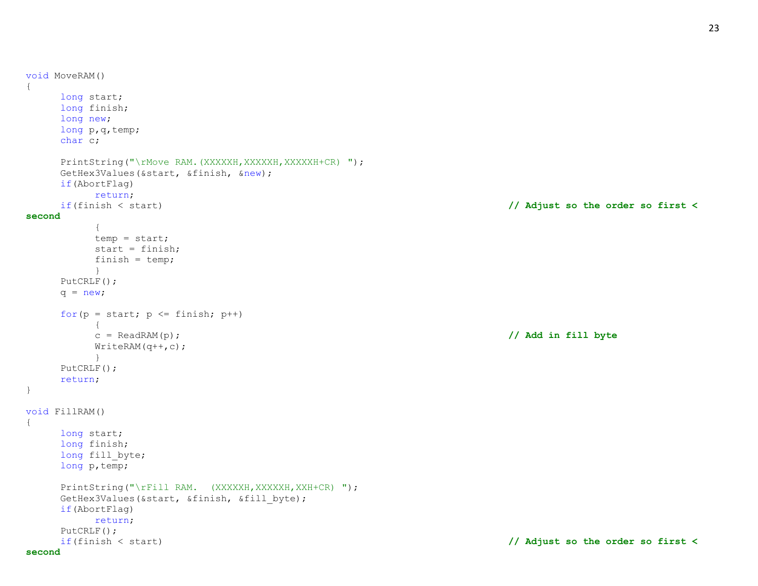```
void MoveRAM()
{
      long start;
      long finish;
      long new;
      long p,q,temp;
      char c;

      PrintString("\rMove RAM.(XXXXXH,XXXXXH,XXXXXH+CR) ");
      GetHex3Values(&start, &finish, &new);
      if(AbortFlag)
            return;
      if(finish < start)                                                    // Adjust so the order so first < second
            {
            temp = start;
            start = finish;
            finish = temp;
            }
      PutCRLF();
      q = new;

      for(p = start; p <= finish; p++)
            {
            c = ReadRAM(p);                                                 // Add in fill byte
            WriteRAM(q++,c);
            }
      PutCRLF();
      return;
}

void FillRAM()
{
      long start;
      long finish;
      long fill_byte;
      long p,temp;

      PrintString("\rFill RAM.  (XXXXXH,XXXXXH,XXH+CR) ");
      GetHex3Values(&start, &finish, &fill_byte);
      if(AbortFlag)
            return;
      PutCRLF();
      if(finish < start)                                                    // Adjust so the order so first < second
```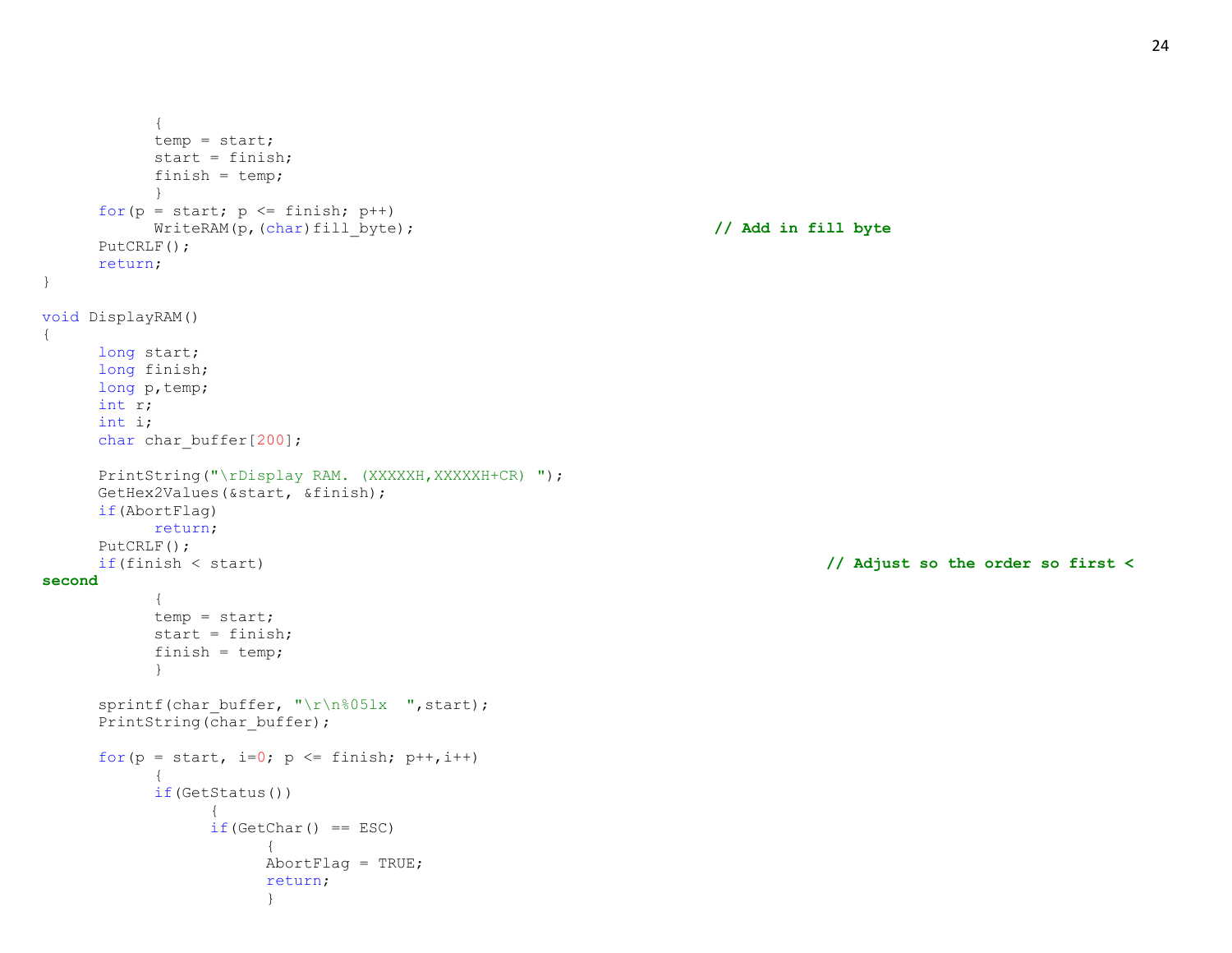```
            {
            temp = start;
            start = finish;
            finish = temp;
            }
      for(p = start; p <= finish; p++)
            WriteRAM(p,(char)fill_byte);                                // Add in fill byte
      PutCRLF();
      return;
}

void DisplayRAM()
{
      long start;
      long finish;
      long p,temp;
      int r;
      int i;
      char char_buffer[200];

      PrintString("\rDisplay RAM. (XXXXXH,XXXXXH+CR) ");
      GetHex2Values(&start, &finish);
      if(AbortFlag)
            return;
      PutCRLF();
      if(finish < start)                                                      // Adjust so the order so first < second
            {
            temp = start;
            start = finish;
            finish = temp;
            }

      sprintf(char_buffer, "\r\n%05lx  ",start);
      PrintString(char_buffer);

      for(p = start, i=0; p <= finish; p++,i++)
            {
            if(GetStatus())
                  {
                  if(GetChar() == ESC)
                        {
                        AbortFlag = TRUE;
                        return;
                        }
```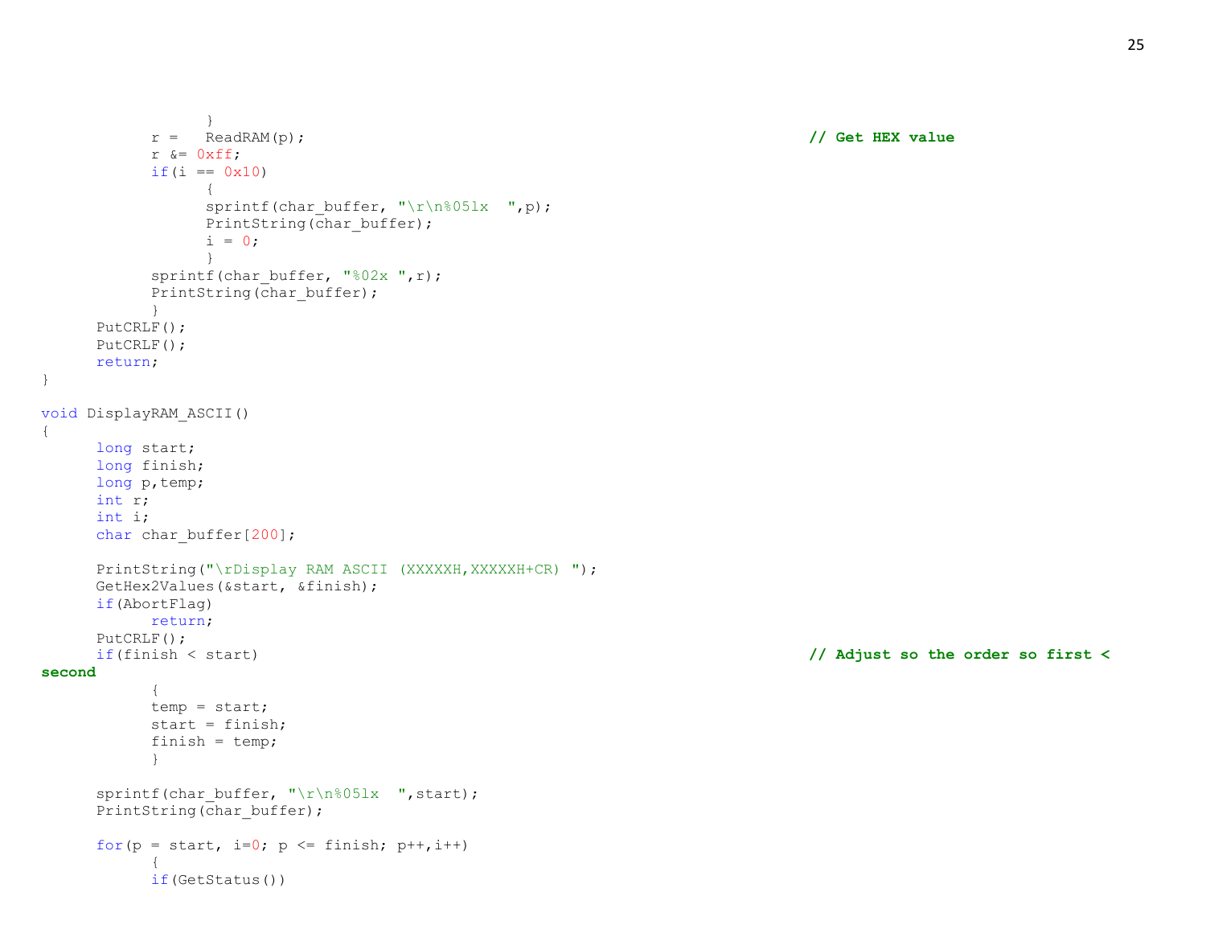```
				}
			r =	ReadRAM(p);								// Get HEX value
			r &= 0xff;
			if(i == 0x10)
				{
				sprintf(char_buffer, "\r\n%05lx  ",p);
				PrintString(char_buffer);
				i = 0;
				}
			sprintf(char_buffer, "%02x ",r);
			PrintString(char_buffer);
			}
	PutCRLF();
	PutCRLF();
	return;
}

void DisplayRAM_ASCII()
{
	long start;
	long finish;
	long p,temp;
	int r;
	int i;
	char char_buffer[200];

	PrintString("\rDisplay RAM ASCII (XXXXXH,XXXXXH+CR) ");
	GetHex2Values(&start, &finish);
	if(AbortFlag)
		return;
	PutCRLF();
	if(finish < start)								// Adjust so the order so first <
second
		{
		temp = start;
		start = finish;
		finish = temp;
		}

	sprintf(char_buffer, "\r\n%05lx  ",start);
	PrintString(char_buffer);

	for(p = start, i=0; p <= finish; p++,i++)
		{
		if(GetStatus())
```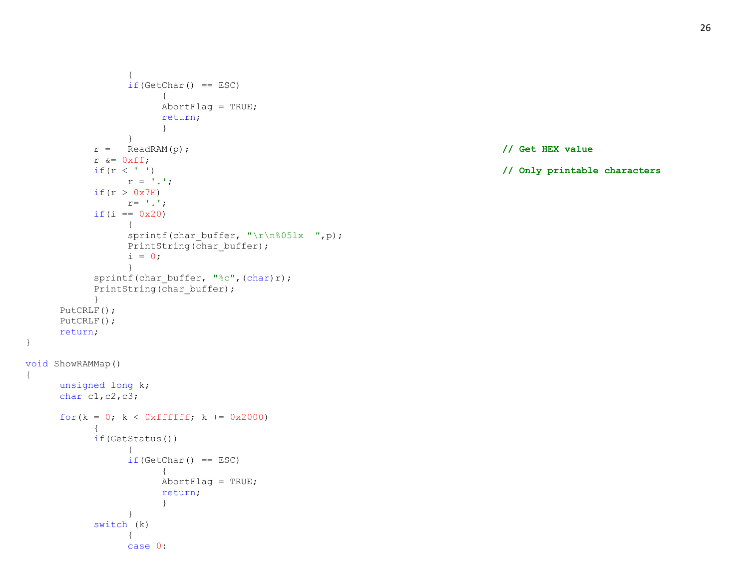```
                {
                if(GetChar() == ESC)
                        {
                        AbortFlag = TRUE;
                        return;
                        }
                }
        r =   ReadRAM(p);                                                       // Get HEX value
        r &= 0xff;                                                              // Only printable characters
        if(r < ' ')
                r = '.';
        if(r > 0x7E)
                r= '.';
        if(i == 0x20)
                {
                sprintf(char_buffer, "\r\n%05lx  ",p);
                PrintString(char_buffer);
                i = 0;
                }
        sprintf(char_buffer, "%c",(char)r);
        PrintString(char_buffer);
        }
    PutCRLF();
    PutCRLF();
    return;
}

void ShowRAMMap()
{
    unsigned long k;
    char c1,c2,c3;

    for(k = 0; k < 0xffffff; k += 0x2000)
        {
        if(GetStatus())
                {
                if(GetChar() == ESC)
                        {
                        AbortFlag = TRUE;
                        return;
                        }
                }
        switch (k)
                {
                case 0:
```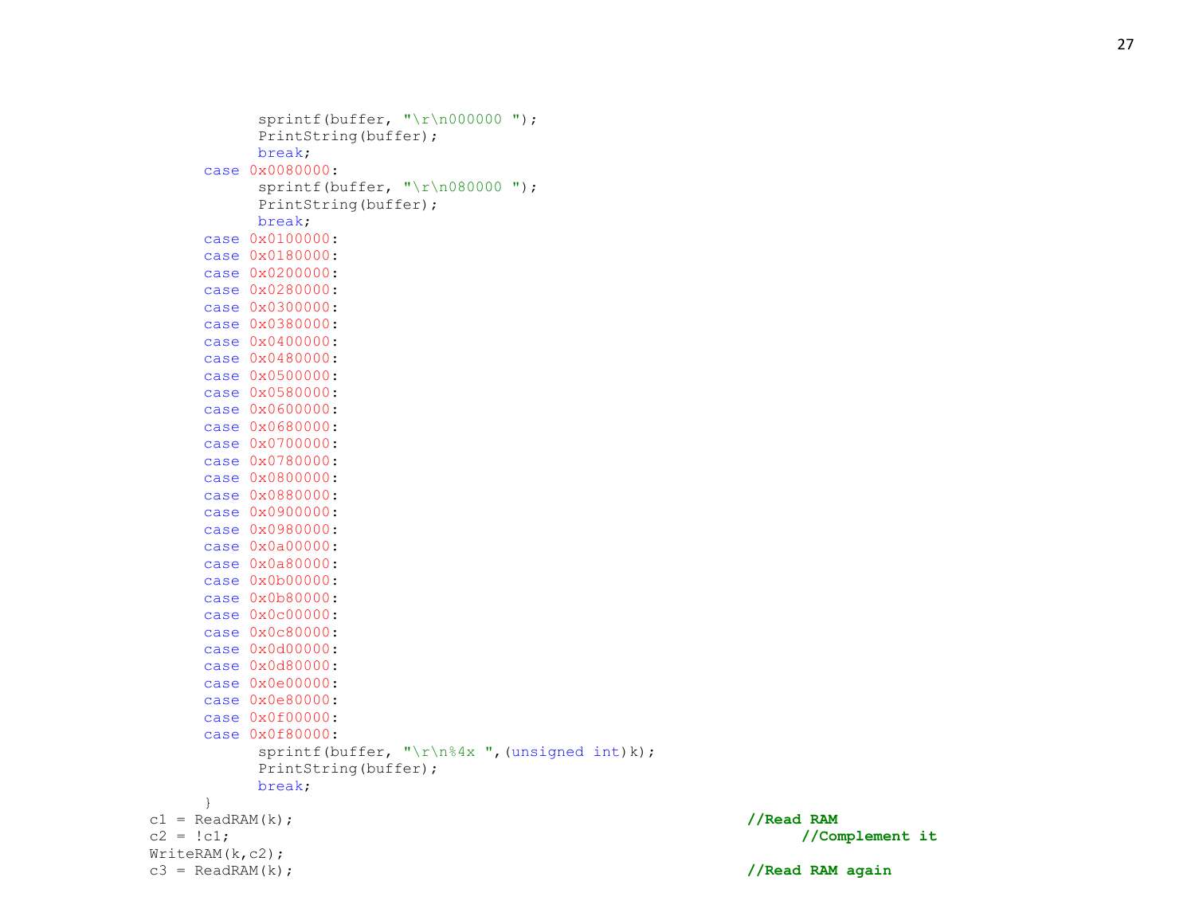```
            sprintf(buffer, "\r\n000000 ");
            PrintString(buffer);
            break;
        case 0x0080000:
            sprintf(buffer, "\r\n080000 ");
            PrintString(buffer);
            break;
        case 0x0100000:
        case 0x0180000:
        case 0x0200000:
        case 0x0280000:
        case 0x0300000:
        case 0x0380000:
        case 0x0400000:
        case 0x0480000:
        case 0x0500000:
        case 0x0580000:
        case 0x0600000:
        case 0x0680000:
        case 0x0700000:
        case 0x0780000:
        case 0x0800000:
        case 0x0880000:
        case 0x0900000:
        case 0x0980000:
        case 0x0a00000:
        case 0x0a80000:
        case 0x0b00000:
        case 0x0b80000:
        case 0x0c00000:
        case 0x0c80000:
        case 0x0d00000:
        case 0x0d80000:
        case 0x0e00000:
        case 0x0e80000:
        case 0x0f00000:
        case 0x0f80000:
            sprintf(buffer, "\r\n%4x ",(unsigned int)k);
            PrintString(buffer);
            break;
        }
    c1 = ReadRAM(k);                                            //Read RAM
    c2 = !c1;                                                       //Complement it
    WriteRAM(k,c2);
    c3 = ReadRAM(k);                                            //Read RAM again
```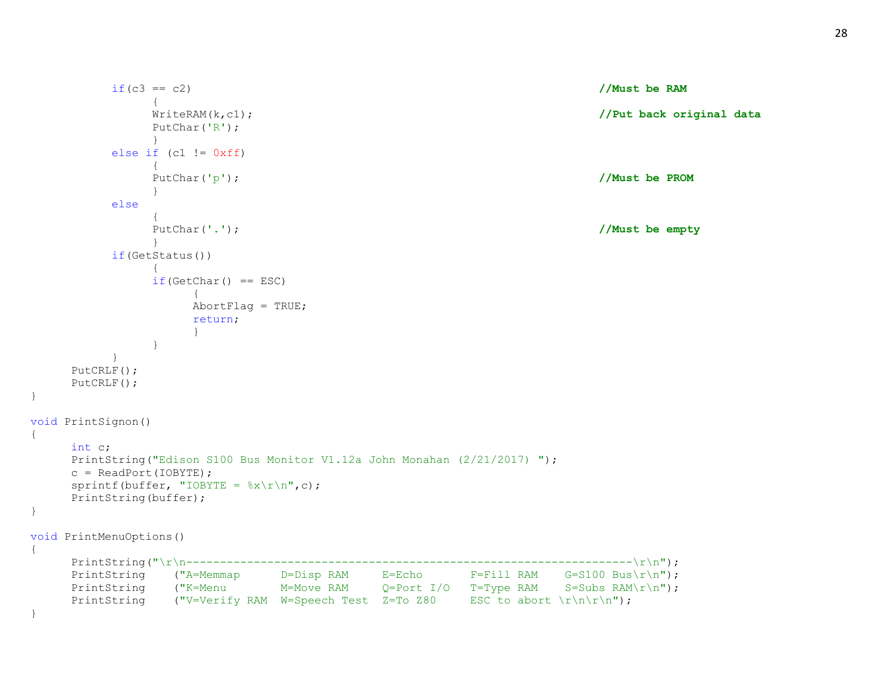```c
		if(c3 == c2)									//Must be RAM
			{
			WriteRAM(k,c1);								//Put back original data
			PutChar('R');
			}
		else if (c1 != 0xff)
			{
			PutChar('p');								//Must be PROM
			}
		else
			{
			PutChar('.');								//Must be empty
			}
		if(GetStatus())
			{
			if(GetChar() == ESC)
				{
				AbortFlag = TRUE;
				return;
				}
			}
		}
	PutCRLF();
	PutCRLF();
}

void PrintSignon()
{
	int c;
	PrintString("Edison S100 Bus Monitor V1.12a John Monahan (2/21/2017) ");
	c = ReadPort(IOBYTE);
	sprintf(buffer, "IOBYTE = %x\r\n",c);
	PrintString(buffer);
}

void PrintMenuOptions()
{
	PrintString("\r\n-----------------------------------------------------------------\r\n");
	PrintString	("A=Memmap      D=Disp RAM     E=Echo       F=Fill RAM    G=S100 Bus\r\n");
	PrintString	("K=Menu        M=Move RAM     Q=Port I/O   T=Type RAM    S=Subs RAM\r\n");
	PrintString	("V=Verify RAM  W=Speech Test  Z=To Z80     ESC to abort \r\n\r\n");
}
```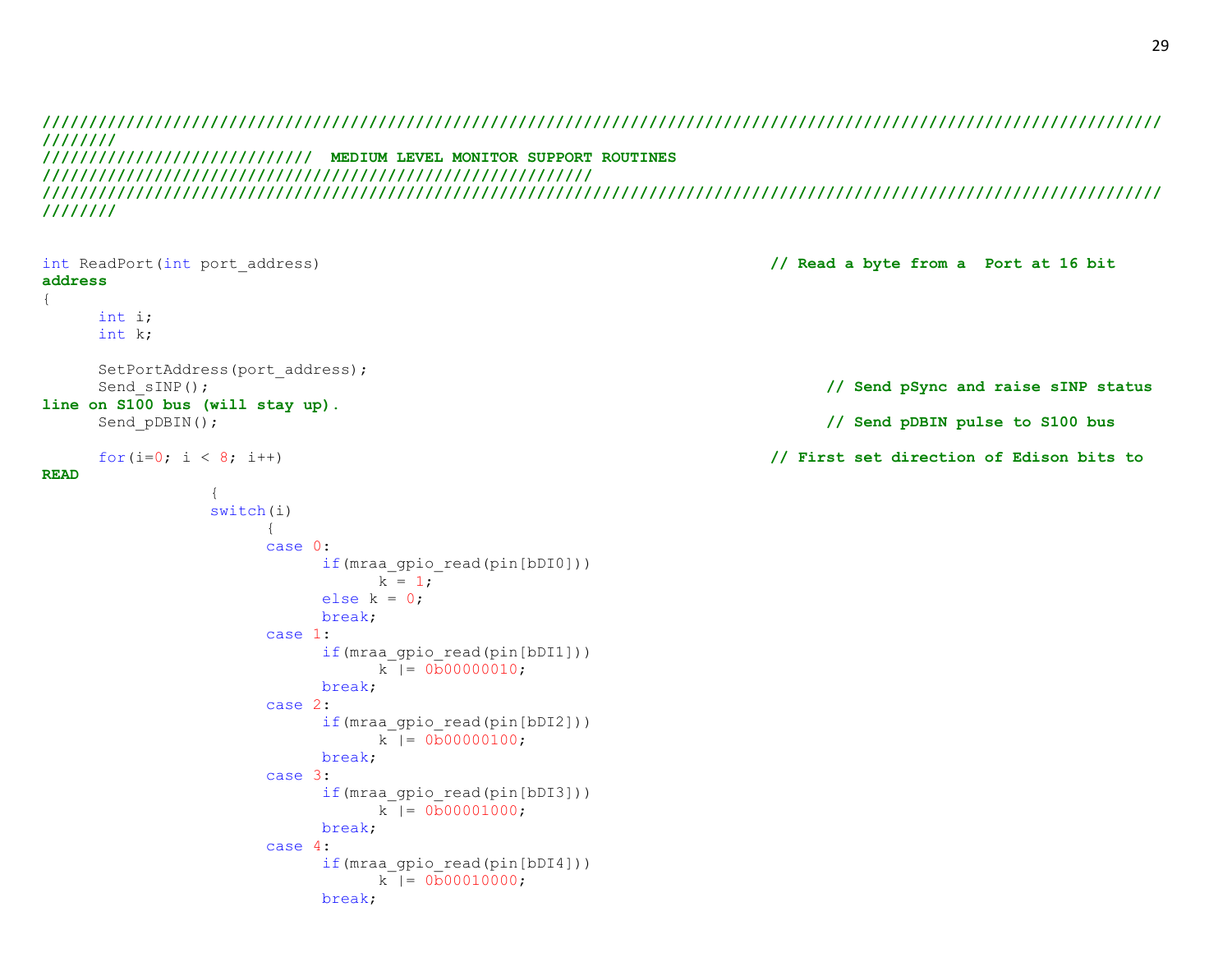```
///////////////////////////////////////////////////////////////////////////////////////////////////////////////////
///////////////////////////// MEDIUM LEVEL MONITOR SUPPORT ROUTINES
//////////////////////////////////////////////////////////
///////////////////////////////////////////////////////////////////////////////////////////////////////////////////

int ReadPort(int port_address)                                        // Read a byte from a  Port at 16 bit address
{
      int i;
      int k;

      SetPortAddress(port_address);
      Send_sINP();                                                    // Send pSync and raise sINP status line on S100 bus (will stay up).
      Send_pDBIN();                                                   // Send pDBIN pulse to S100 bus

      for(i=0; i < 8; i++)                                            // First set direction of Edison bits to READ
                  {
                  switch(i)
                        {
                        case 0:
                              if(mraa_gpio_read(pin[bDI0]))
                                    k = 1;
                              else k = 0;
                              break;
                        case 1:
                              if(mraa_gpio_read(pin[bDI1]))
                                    k |= 0b00000010;
                              break;
                        case 2:
                              if(mraa_gpio_read(pin[bDI2]))
                                    k |= 0b00000100;
                              break;
                        case 3:
                              if(mraa_gpio_read(pin[bDI3]))
                                    k |= 0b00001000;
                              break;
                        case 4:
                              if(mraa_gpio_read(pin[bDI4]))
                                    k |= 0b00010000;
                              break;
```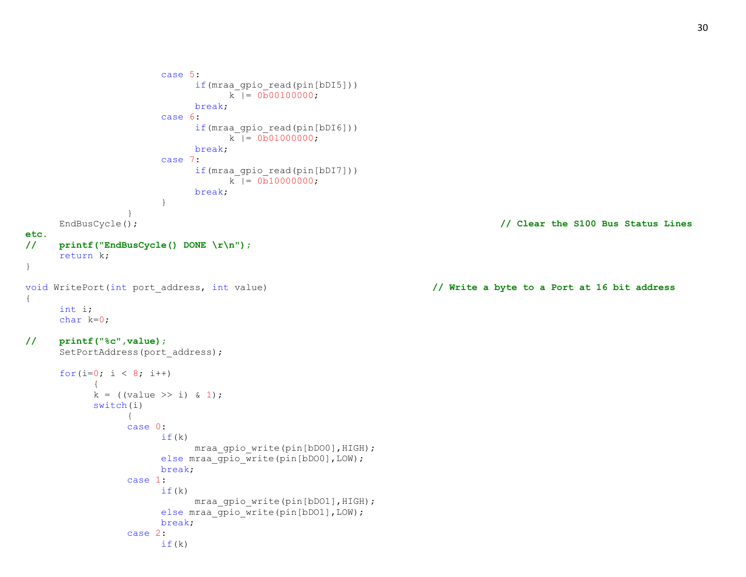```
				case 5:
					if(mraa_gpio_read(pin[bDI5]))
						k |= 0b00100000;
					break;
				case 6:
					if(mraa_gpio_read(pin[bDI6]))
						k |= 0b01000000;
					break;
				case 7:
					if(mraa_gpio_read(pin[bDI7]))
						k |= 0b10000000;
					break;
				}
			}
	EndBusCycle();									// Clear the S100 Bus Status Lines
etc.
//	printf("EndBusCycle() DONE \r\n");
	return k;
}

void WritePort(int port_address, int value)					// Write a byte to a Port at 16 bit address
{
	int i;
	char k=0;

//	printf("%c",value);
	SetPortAddress(port_address);

	for(i=0; i < 8; i++)
		{
		k = ((value >> i) & 1);
		switch(i)
			{
			case 0:
				if(k)
					mraa_gpio_write(pin[bDO0],HIGH);
				else mraa_gpio_write(pin[bDO0],LOW);
				break;
			case 1:
				if(k)
					mraa_gpio_write(pin[bDO1],HIGH);
				else mraa_gpio_write(pin[bDO1],LOW);
				break;
			case 2:
				if(k)
```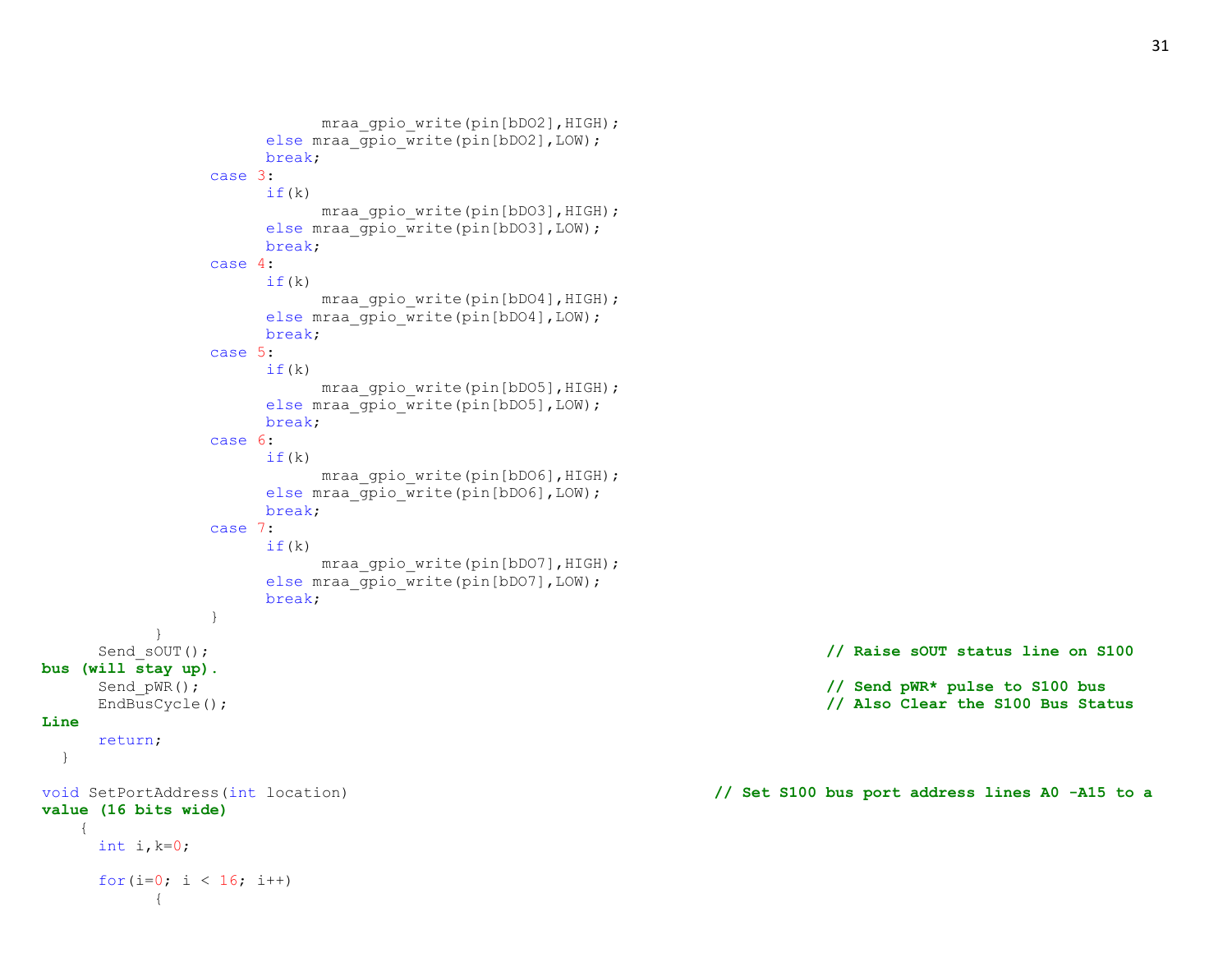```
                        mraa_gpio_write(pin[bDO2],HIGH);
                    else mraa_gpio_write(pin[bDO2],LOW);
                    break;
                case 3:
                    if(k)
                        mraa_gpio_write(pin[bDO3],HIGH);
                    else mraa_gpio_write(pin[bDO3],LOW);
                    break;
                case 4:
                    if(k)
                        mraa_gpio_write(pin[bDO4],HIGH);
                    else mraa_gpio_write(pin[bDO4],LOW);
                    break;
                case 5:
                    if(k)
                        mraa_gpio_write(pin[bDO5],HIGH);
                    else mraa_gpio_write(pin[bDO5],LOW);
                    break;
                case 6:
                    if(k)
                        mraa_gpio_write(pin[bDO6],HIGH);
                    else mraa_gpio_write(pin[bDO6],LOW);
                    break;
                case 7:
                    if(k)
                        mraa_gpio_write(pin[bDO7],HIGH);
                    else mraa_gpio_write(pin[bDO7],LOW);
                    break;
                }
            }
        Send_sOUT();                                                    // Raise sOUT status line on S100 bus (will stay up).
        Send_pWR();                                                     // Send pWR* pulse to S100 bus
        EndBusCycle();                                                  // Also Clear the S100 Bus Status Line
        return;
  }

void SetPortAddress(int location)                                       // Set S100 bus port address lines A0 -A15 to a value (16 bits wide)
    {
        int i,k=0;

        for(i=0; i < 16; i++)
            {
```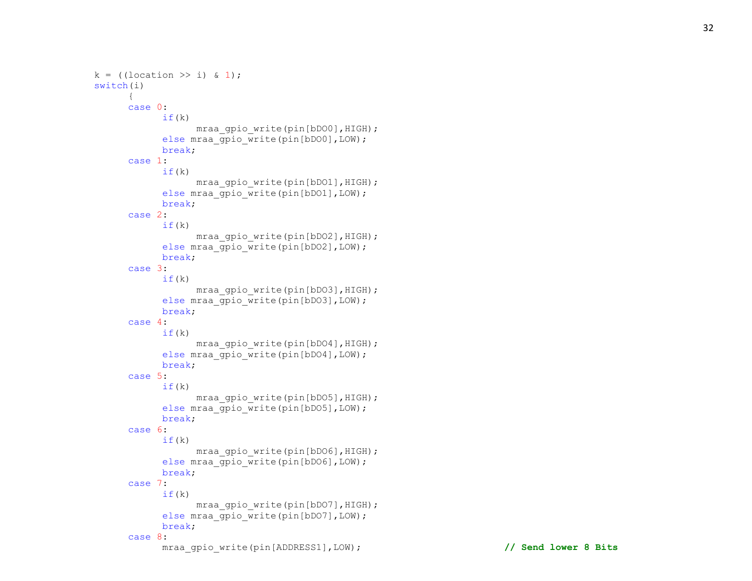```
k = ((location >> i) & 1);
switch(i)
      {
      case 0:
            if(k)
                  mraa_gpio_write(pin[bDO0],HIGH);
            else mraa_gpio_write(pin[bDO0],LOW);
            break;
      case 1:
            if(k)
                  mraa_gpio_write(pin[bDO1],HIGH);
            else mraa_gpio_write(pin[bDO1],LOW);
            break;
      case 2:
            if(k)
                  mraa_gpio_write(pin[bDO2],HIGH);
            else mraa_gpio_write(pin[bDO2],LOW);
            break;
      case 3:
            if(k)
                  mraa_gpio_write(pin[bDO3],HIGH);
            else mraa_gpio_write(pin[bDO3],LOW);
            break;
      case 4:
            if(k)
                  mraa_gpio_write(pin[bDO4],HIGH);
            else mraa_gpio_write(pin[bDO4],LOW);
            break;
      case 5:
            if(k)
                  mraa_gpio_write(pin[bDO5],HIGH);
            else mraa_gpio_write(pin[bDO5],LOW);
            break;
      case 6:
            if(k)
                  mraa_gpio_write(pin[bDO6],HIGH);
            else mraa_gpio_write(pin[bDO6],LOW);
            break;
      case 7:
            if(k)
                  mraa_gpio_write(pin[bDO7],HIGH);
            else mraa_gpio_write(pin[bDO7],LOW);
            break;
      case 8:
            mraa_gpio_write(pin[ADDRESS1],LOW);                         // Send lower 8 Bits
```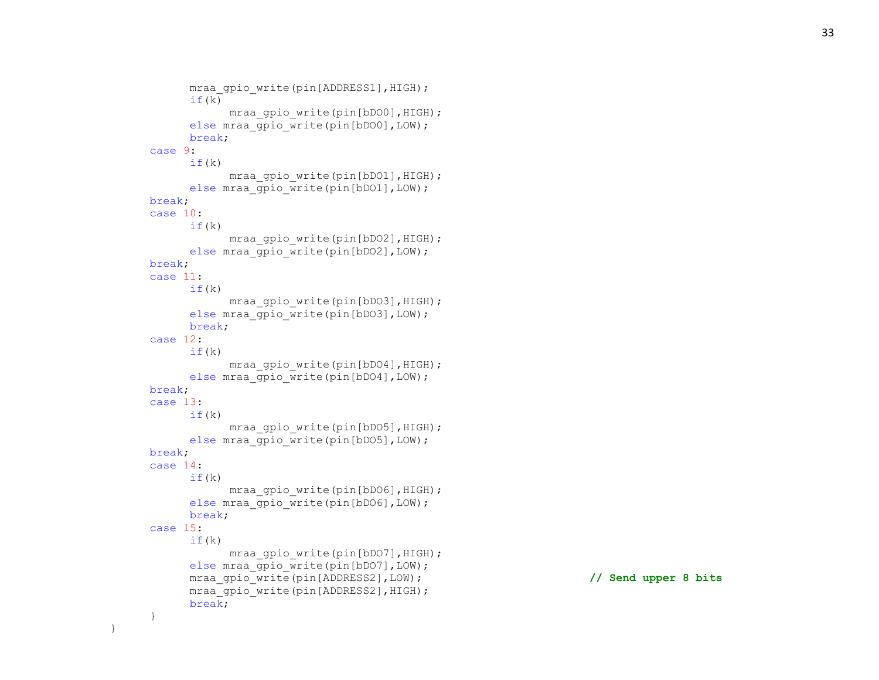```
            mraa_gpio_write(pin[ADDRESS1],HIGH);
            if(k)
                  mraa_gpio_write(pin[bDO0],HIGH);
            else mraa_gpio_write(pin[bDO0],LOW);
            break;
      case 9:
            if(k)
                  mraa_gpio_write(pin[bDO1],HIGH);
            else mraa_gpio_write(pin[bDO1],LOW);
      break;
      case 10:
            if(k)
                  mraa_gpio_write(pin[bDO2],HIGH);
            else mraa_gpio_write(pin[bDO2],LOW);
      break;
      case 11:
            if(k)
                  mraa_gpio_write(pin[bDO3],HIGH);
            else mraa_gpio_write(pin[bDO3],LOW);
            break;
      case 12:
            if(k)
                  mraa_gpio_write(pin[bDO4],HIGH);
            else mraa_gpio_write(pin[bDO4],LOW);
      break;
      case 13:
            if(k)
                  mraa_gpio_write(pin[bDO5],HIGH);
            else mraa_gpio_write(pin[bDO5],LOW);
      break;
      case 14:
            if(k)
                  mraa_gpio_write(pin[bDO6],HIGH);
            else mraa_gpio_write(pin[bDO6],LOW);
            break;
      case 15:
            if(k)
                  mraa_gpio_write(pin[bDO7],HIGH);
            else mraa_gpio_write(pin[bDO7],LOW);
            mraa_gpio_write(pin[ADDRESS2],LOW);              // Send upper 8 bits
            mraa_gpio_write(pin[ADDRESS2],HIGH);
            break;
      }
}
```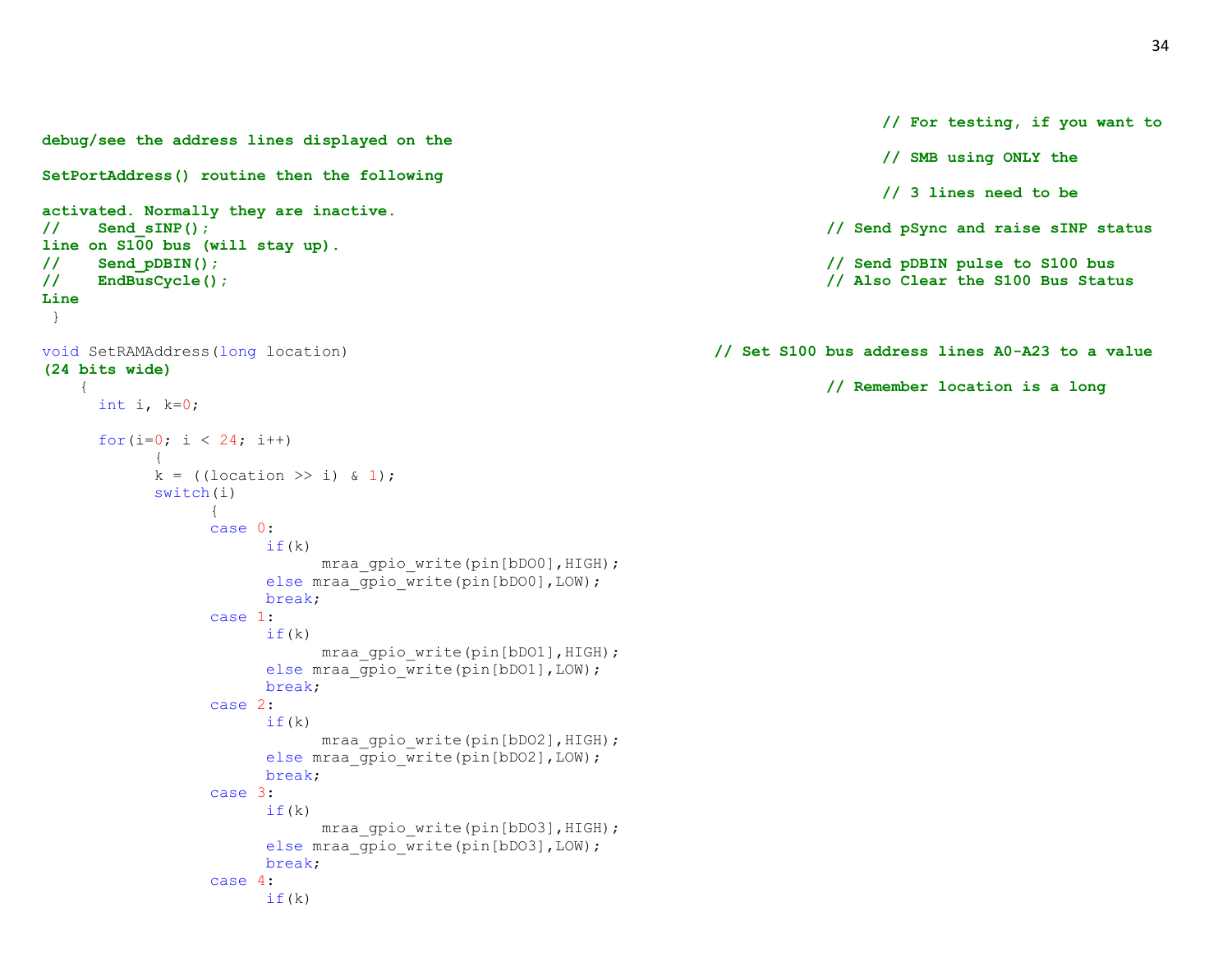```
                                                                        // For testing, if you want to
debug/see the address lines displayed on the
                                                                        // SMB using ONLY the
SetPortAddress() routine then the following
                                                                        // 3 lines need to be
activated. Normally they are inactive.
//    Send_sINP();                                                // Send pSync and raise sINP status
line on S100 bus (will stay up).
//    Send_pDBIN();                                               // Send pDBIN pulse to S100 bus
//    EndBusCycle();                                              // Also Clear the S100 Bus Status
Line
 }

void SetRAMAddress(long location)                           // Set S100 bus address lines A0-A23 to a value
(24 bits wide)
    {                                                             // Remember location is a long
      int i, k=0;

      for(i=0; i < 24; i++)
            {
            k = ((location >> i) & 1);
            switch(i)
                  {
                  case 0:
                        if(k)
                              mraa_gpio_write(pin[bDO0],HIGH);
                        else mraa_gpio_write(pin[bDO0],LOW);
                        break;
                  case 1:
                        if(k)
                              mraa_gpio_write(pin[bDO1],HIGH);
                        else mraa_gpio_write(pin[bDO1],LOW);
                        break;
                  case 2:
                        if(k)
                              mraa_gpio_write(pin[bDO2],HIGH);
                        else mraa_gpio_write(pin[bDO2],LOW);
                        break;
                  case 3:
                        if(k)
                              mraa_gpio_write(pin[bDO3],HIGH);
                        else mraa_gpio_write(pin[bDO3],LOW);
                        break;
                  case 4:
                        if(k)
```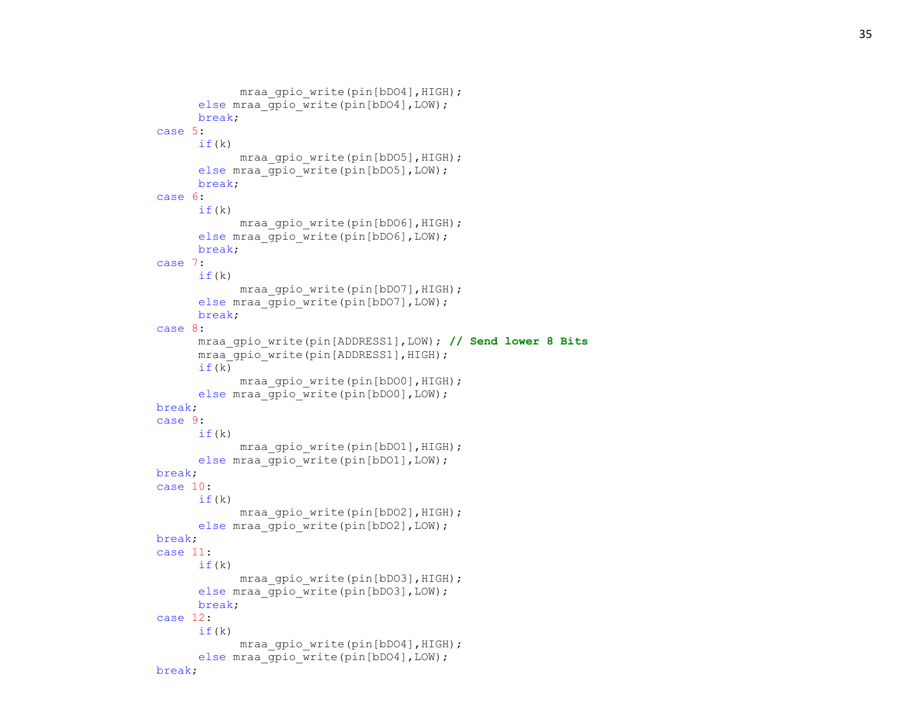```
                mraa_gpio_write(pin[bDO4],HIGH);
            else mraa_gpio_write(pin[bDO4],LOW);
            break;
        case 5:
            if(k)
                mraa_gpio_write(pin[bDO5],HIGH);
            else mraa_gpio_write(pin[bDO5],LOW);
            break;
        case 6:
            if(k)
                mraa_gpio_write(pin[bDO6],HIGH);
            else mraa_gpio_write(pin[bDO6],LOW);
            break;
        case 7:
            if(k)
                mraa_gpio_write(pin[bDO7],HIGH);
            else mraa_gpio_write(pin[bDO7],LOW);
            break;
        case 8:
            mraa_gpio_write(pin[ADDRESS1],LOW); // Send lower 8 Bits
            mraa_gpio_write(pin[ADDRESS1],HIGH);
            if(k)
                mraa_gpio_write(pin[bDO0],HIGH);
            else mraa_gpio_write(pin[bDO0],LOW);
        break;
        case 9:
            if(k)
                mraa_gpio_write(pin[bDO1],HIGH);
            else mraa_gpio_write(pin[bDO1],LOW);
        break;
        case 10:
            if(k)
                mraa_gpio_write(pin[bDO2],HIGH);
            else mraa_gpio_write(pin[bDO2],LOW);
        break;
        case 11:
            if(k)
                mraa_gpio_write(pin[bDO3],HIGH);
            else mraa_gpio_write(pin[bDO3],LOW);
            break;
        case 12:
            if(k)
                mraa_gpio_write(pin[bDO4],HIGH);
            else mraa_gpio_write(pin[bDO4],LOW);
        break;
```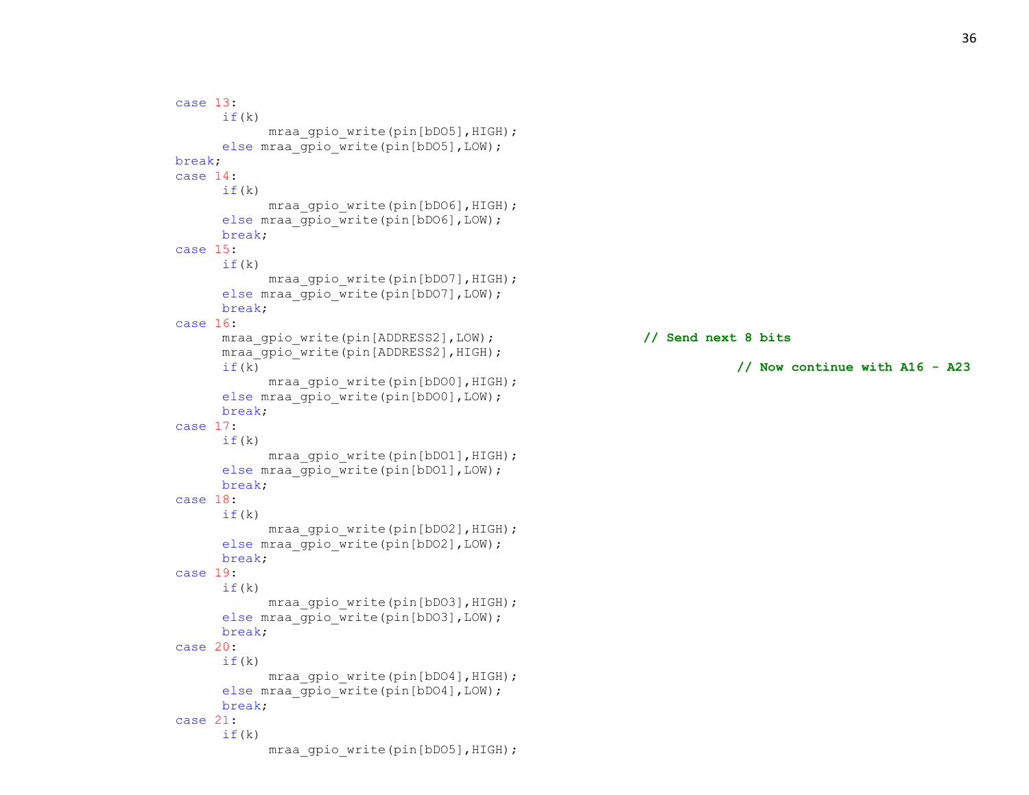```
case 13:
      if(k)
            mraa_gpio_write(pin[bDO5],HIGH);
      else mraa_gpio_write(pin[bDO5],LOW);
break;
case 14:
      if(k)
            mraa_gpio_write(pin[bDO6],HIGH);
      else mraa_gpio_write(pin[bDO6],LOW);
      break;
case 15:
      if(k)
            mraa_gpio_write(pin[bDO7],HIGH);
      else mraa_gpio_write(pin[bDO7],LOW);
      break;
case 16:
      mraa_gpio_write(pin[ADDRESS2],LOW);                   // Send next 8 bits
      mraa_gpio_write(pin[ADDRESS2],HIGH);
      if(k)                                                             // Now continue with A16 - A23
            mraa_gpio_write(pin[bDO0],HIGH);
      else mraa_gpio_write(pin[bDO0],LOW);
      break;
case 17:
      if(k)
            mraa_gpio_write(pin[bDO1],HIGH);
      else mraa_gpio_write(pin[bDO1],LOW);
      break;
case 18:
      if(k)
            mraa_gpio_write(pin[bDO2],HIGH);
      else mraa_gpio_write(pin[bDO2],LOW);
      break;
case 19:
      if(k)
            mraa_gpio_write(pin[bDO3],HIGH);
      else mraa_gpio_write(pin[bDO3],LOW);
      break;
case 20:
      if(k)
            mraa_gpio_write(pin[bDO4],HIGH);
      else mraa_gpio_write(pin[bDO4],LOW);
      break;
case 21:
      if(k)
            mraa_gpio_write(pin[bDO5],HIGH);
```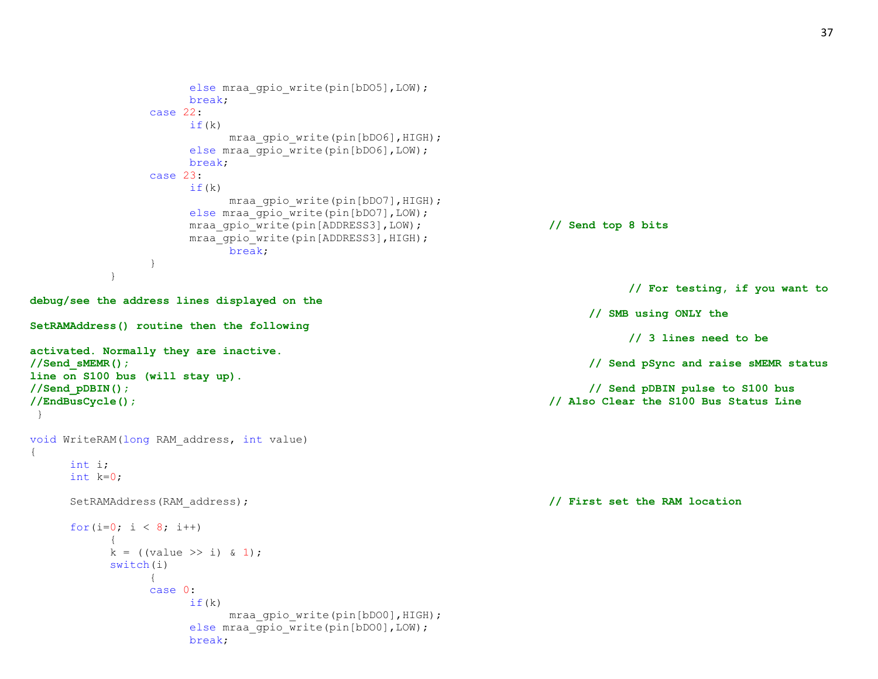```
                        else mraa_gpio_write(pin[bDO5],LOW);
                        break;
                case 22:
                        if(k)
                                mraa_gpio_write(pin[bDO6],HIGH);
                        else mraa_gpio_write(pin[bDO6],LOW);
                        break;
                case 23:
                        if(k)
                                mraa_gpio_write(pin[bDO7],HIGH);
                        else mraa_gpio_write(pin[bDO7],LOW);
                        mraa_gpio_write(pin[ADDRESS3],LOW);                   // Send top 8 bits
                        mraa_gpio_write(pin[ADDRESS3],HIGH);
                                break;
                }
        }
                                                                                  // For testing, if you want to
debug/see the address lines displayed on the
                                                                              // SMB using ONLY the
SetRAMAddress() routine then the following
                                                                                  // 3 lines need to be
activated. Normally they are inactive.
//Send_sMEMR();                                                               // Send pSync and raise sMEMR status
line on S100 bus (will stay up).
//Send_pDBIN();                                                               // Send pDBIN pulse to S100 bus
//EndBusCycle();                                                          // Also Clear the S100 Bus Status Line
 }

void WriteRAM(long RAM_address, int value)
{
        int i;
        int k=0;

        SetRAMAddress(RAM_address);                                       // First set the RAM location

        for(i=0; i < 8; i++)
                {
                k = ((value >> i) & 1);
                switch(i)
                        {
                        case 0:
                                if(k)
                                        mraa_gpio_write(pin[bDO0],HIGH);
                                else mraa_gpio_write(pin[bDO0],LOW);
                                break;
```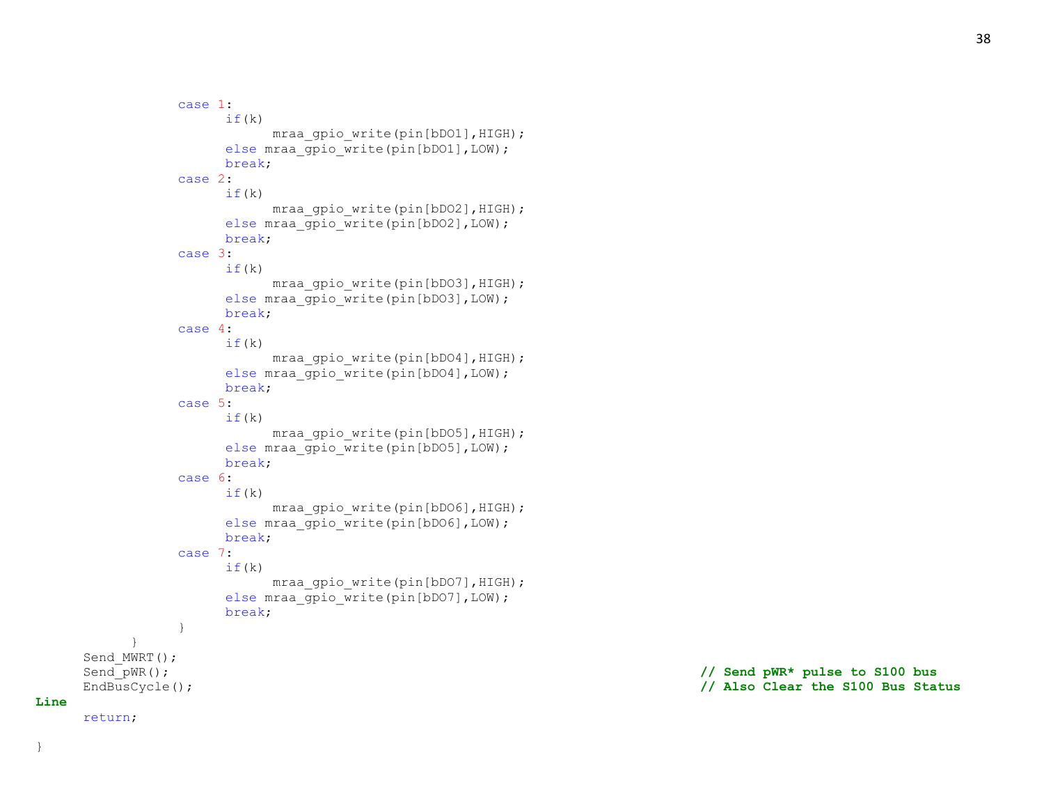```
            case 1:
                  if(k)
                        mraa_gpio_write(pin[bDO1],HIGH);
                  else mraa_gpio_write(pin[bDO1],LOW);
                  break;
            case 2:
                  if(k)
                        mraa_gpio_write(pin[bDO2],HIGH);
                  else mraa_gpio_write(pin[bDO2],LOW);
                  break;
            case 3:
                  if(k)
                        mraa_gpio_write(pin[bDO3],HIGH);
                  else mraa_gpio_write(pin[bDO3],LOW);
                  break;
            case 4:
                  if(k)
                        mraa_gpio_write(pin[bDO4],HIGH);
                  else mraa_gpio_write(pin[bDO4],LOW);
                  break;
            case 5:
                  if(k)
                        mraa_gpio_write(pin[bDO5],HIGH);
                  else mraa_gpio_write(pin[bDO5],LOW);
                  break;
            case 6:
                  if(k)
                        mraa_gpio_write(pin[bDO6],HIGH);
                  else mraa_gpio_write(pin[bDO6],LOW);
                  break;
            case 7:
                  if(k)
                        mraa_gpio_write(pin[bDO7],HIGH);
                  else mraa_gpio_write(pin[bDO7],LOW);
                  break;
            }
      }
    Send_MWRT();
    Send_pWR();                                   // Send pWR* pulse to S100 bus
    EndBusCycle();                                // Also Clear the S100 Bus Status
Line
    return;

}
```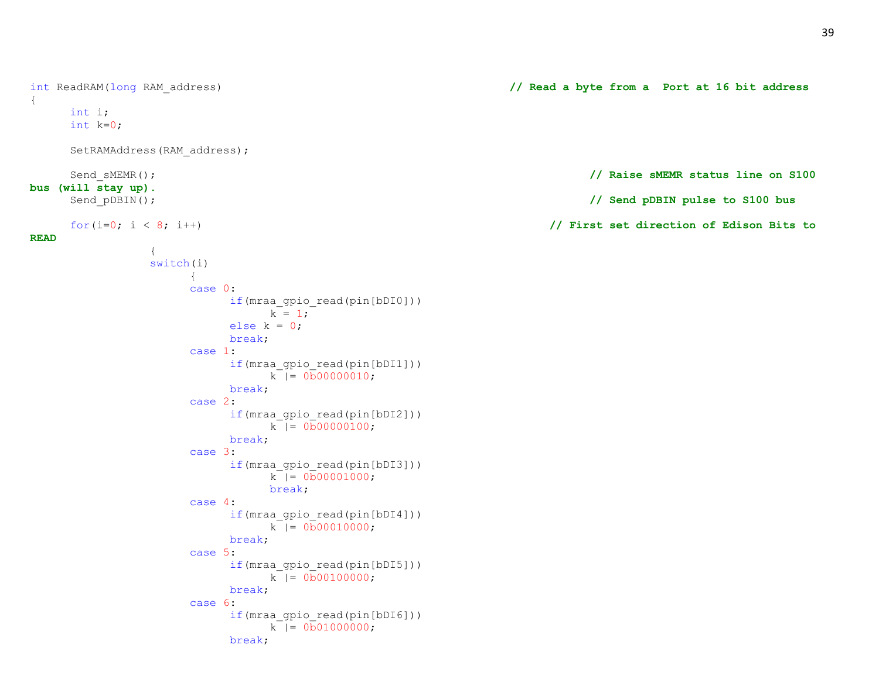```c
int ReadRAM(long RAM_address)                                        // Read a byte from a  Port at 16 bit address
{
      int i;
      int k=0;

      SetRAMAddress(RAM_address);

      Send_sMEMR();                                                             // Raise sMEMR status line on S100 
bus (will stay up).
      Send_pDBIN();                                                             // Send pDBIN pulse to S100 bus

      for(i=0; i < 8; i++)                                                  // First set direction of Edison Bits to 
READ
                  {
                  switch(i)
                        {
                        case 0:
                              if(mraa_gpio_read(pin[bDI0]))
                                    k = 1;
                              else k = 0;
                              break;
                        case 1:
                              if(mraa_gpio_read(pin[bDI1]))
                                    k |= 0b00000010;
                              break;
                        case 2:
                              if(mraa_gpio_read(pin[bDI2]))
                                    k |= 0b00000100;
                              break;
                        case 3:
                              if(mraa_gpio_read(pin[bDI3]))
                                    k |= 0b00001000;
                                    break;
                        case 4:
                              if(mraa_gpio_read(pin[bDI4]))
                                    k |= 0b00010000;
                              break;
                        case 5:
                              if(mraa_gpio_read(pin[bDI5]))
                                    k |= 0b00100000;
                              break;
                        case 6:
                              if(mraa_gpio_read(pin[bDI6]))
                                    k |= 0b01000000;
                              break;
```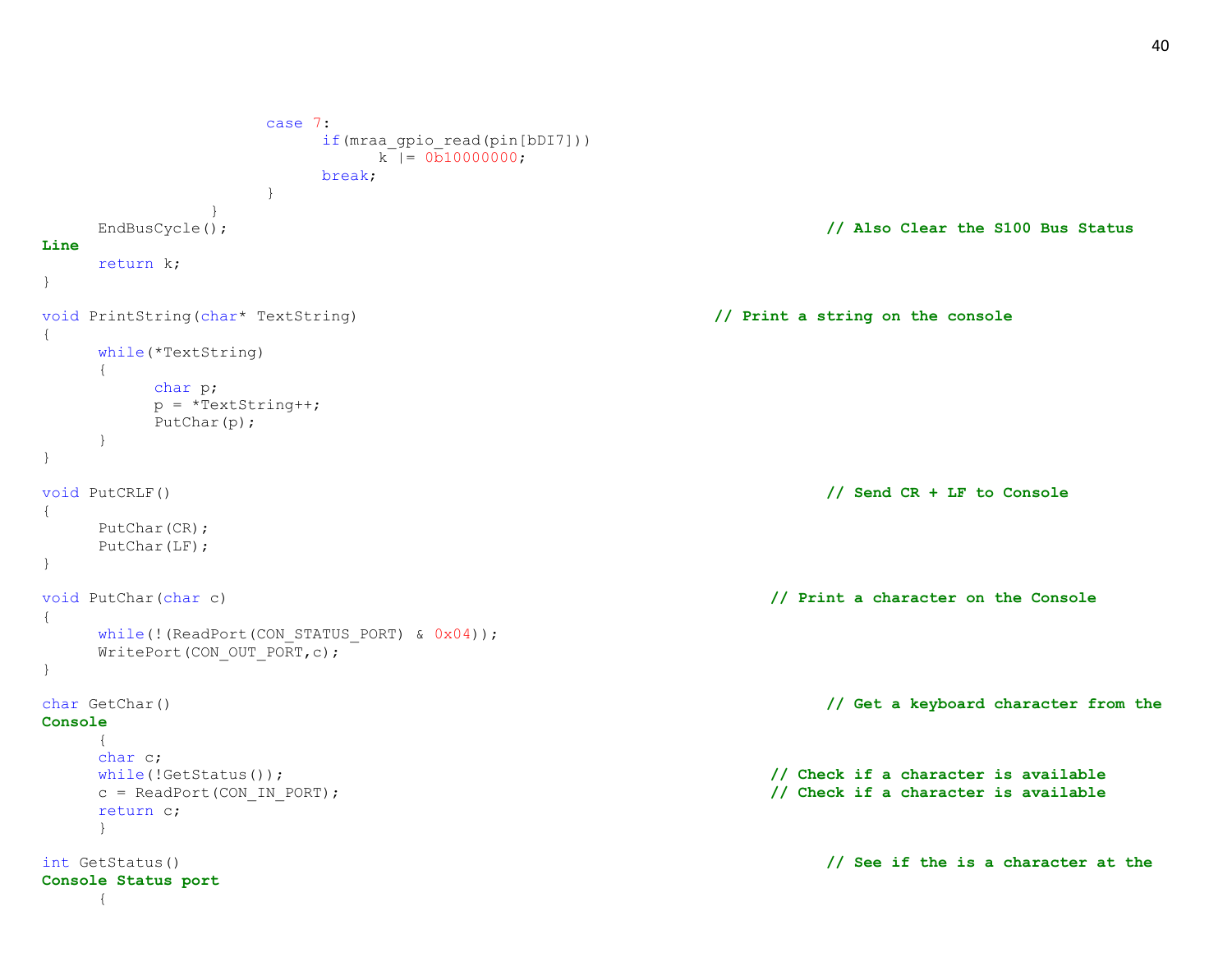```
				case 7:
					if(mraa_gpio_read(pin[bDI7]))
						k |= 0b10000000;
					break;
				}
			}
	EndBusCycle();                                                    // Also Clear the S100 Bus Status Line
	return k;
}

void PrintString(char* TextString)                                   // Print a string on the console
{
	while(*TextString)
	{
		char p;
		p = *TextString++;
		PutChar(p);
	}
}

void PutCRLF()                                                        // Send CR + LF to Console
{
	PutChar(CR);
	PutChar(LF);
}

void PutChar(char c)                                                  // Print a character on the Console
{
	while(!(ReadPort(CON_STATUS_PORT) & 0x04));
	WritePort(CON_OUT_PORT,c);
}

char GetChar()                                                        // Get a keyboard character from the Console
	{
	char c;
	while(!GetStatus());                                              // Check if a character is available
	c = ReadPort(CON_IN_PORT);                                        // Check if a character is available
	return c;
	}

int GetStatus()                                                       // See if the is a character at the Console Status port
	{
```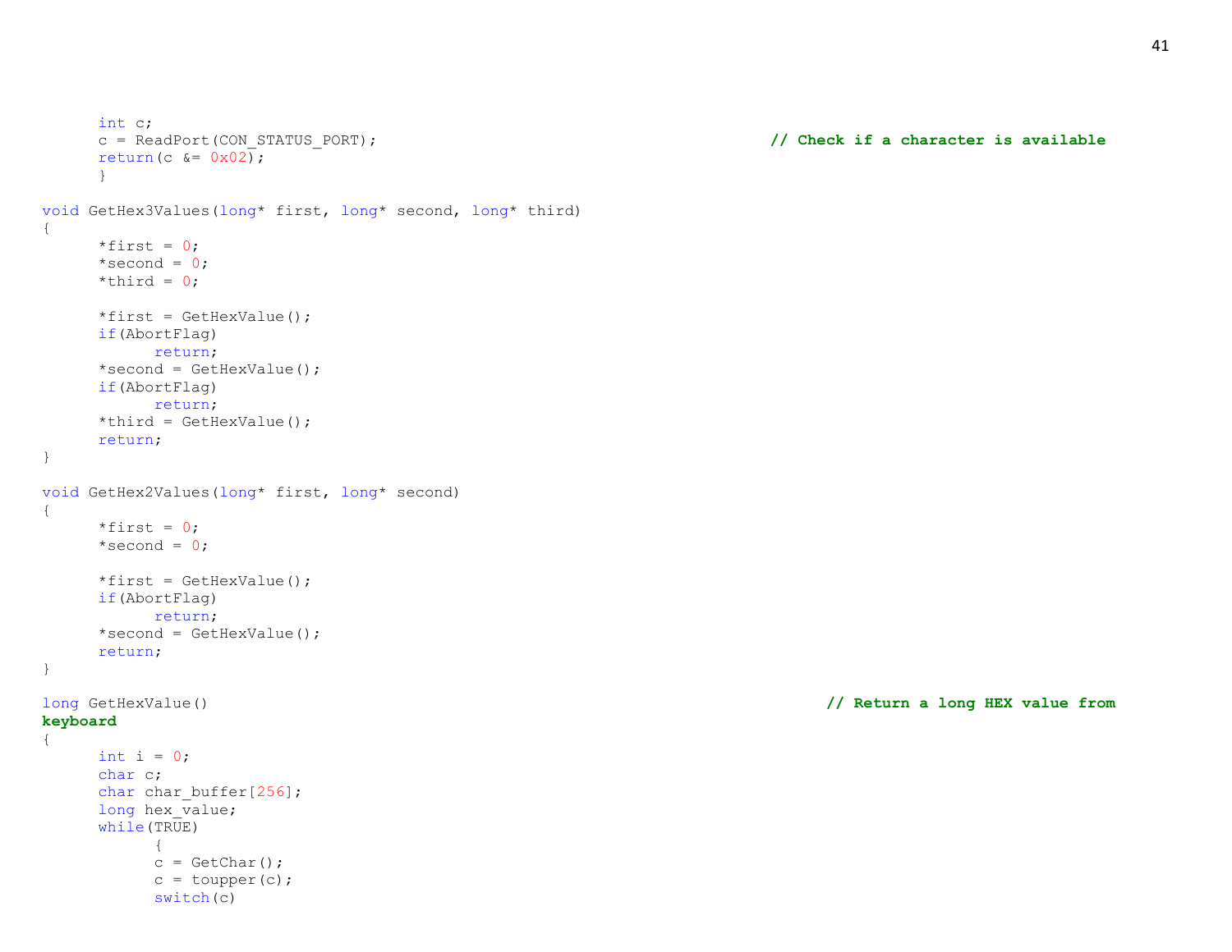```
	int c;
	c = ReadPort(CON_STATUS_PORT);                                  // Check if a character is available
	return(c &= 0x02);
	}

void GetHex3Values(long* first, long* second, long* third)
{
	*first = 0;
	*second = 0;
	*third = 0;

	*first = GetHexValue();
	if(AbortFlag)
		return;
	*second = GetHexValue();
	if(AbortFlag)
		return;
	*third = GetHexValue();
	return;
}

void GetHex2Values(long* first, long* second)
{
	*first = 0;
	*second = 0;

	*first = GetHexValue();
	if(AbortFlag)
		return;
	*second = GetHexValue();
	return;
}

long GetHexValue()                                                        // Return a long HEX value from
keyboard
{
	int i = 0;
	char c;
	char char_buffer[256];
	long hex_value;
	while(TRUE)
		{
		c = GetChar();
		c = toupper(c);
		switch(c)
```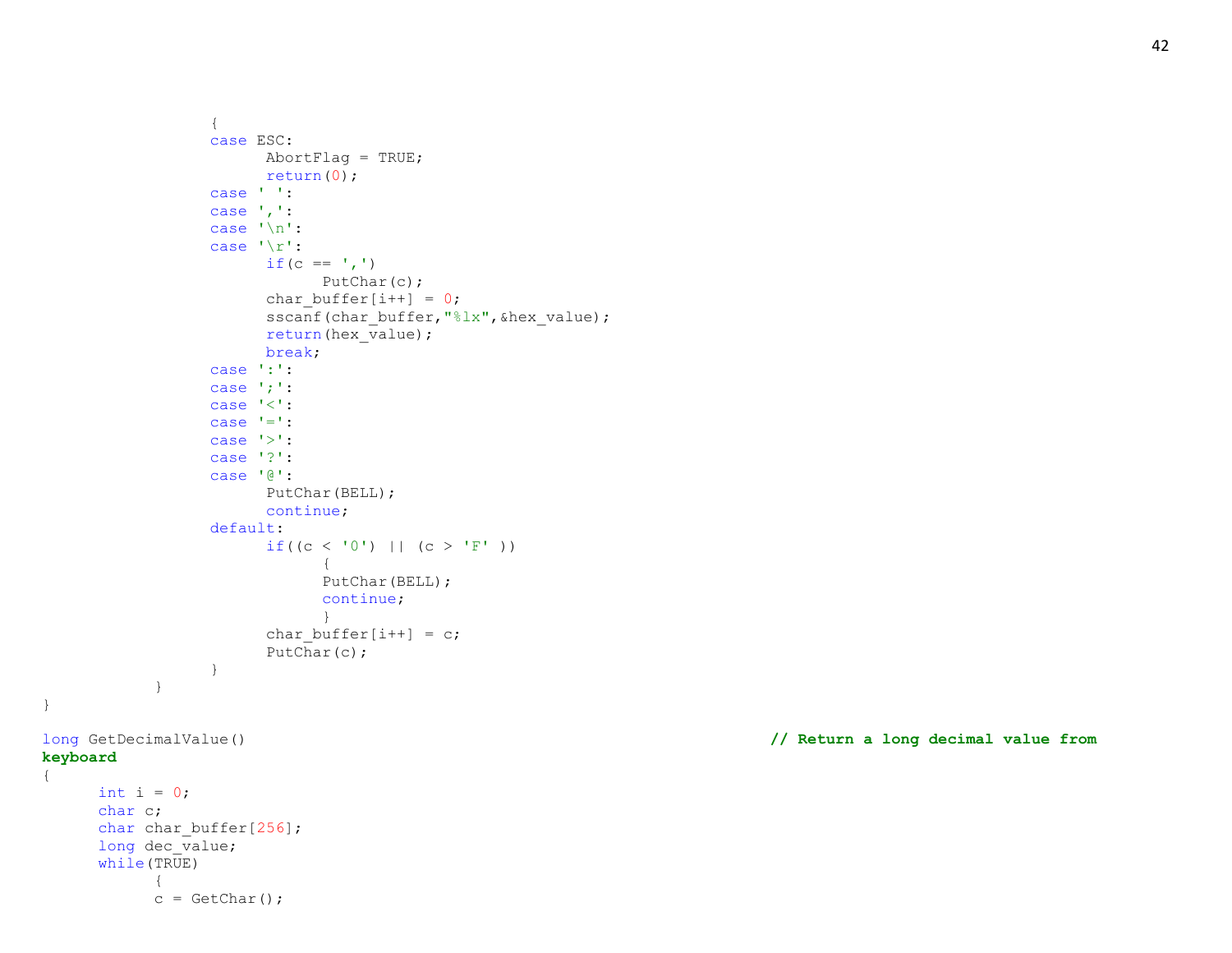```
                {
                case ESC:
                      AbortFlag = TRUE;
                      return(0);
                case ' ':
                case ',':
                case '\n':
                case '\r':
                      if(c == ',')
                            PutChar(c);
                      char_buffer[i++] = 0;
                      sscanf(char_buffer,"%lx",&hex_value);
                      return(hex_value);
                      break;
                case ':':
                case ';':
                case '<':
                case '=':
                case '>':
                case '?':
                case '@':
                      PutChar(BELL);
                      continue;
                default:
                      if((c < '0') || (c > 'F' ))
                            {
                            PutChar(BELL);
                            continue;
                            }
                      char_buffer[i++] = c;
                      PutChar(c);
                }
          }
}

long GetDecimalValue()                                                   // Return a long decimal value from 
keyboard
{
      int i = 0;
      char c;
      char char_buffer[256];
      long dec_value;
      while(TRUE)
            {
            c = GetChar();
```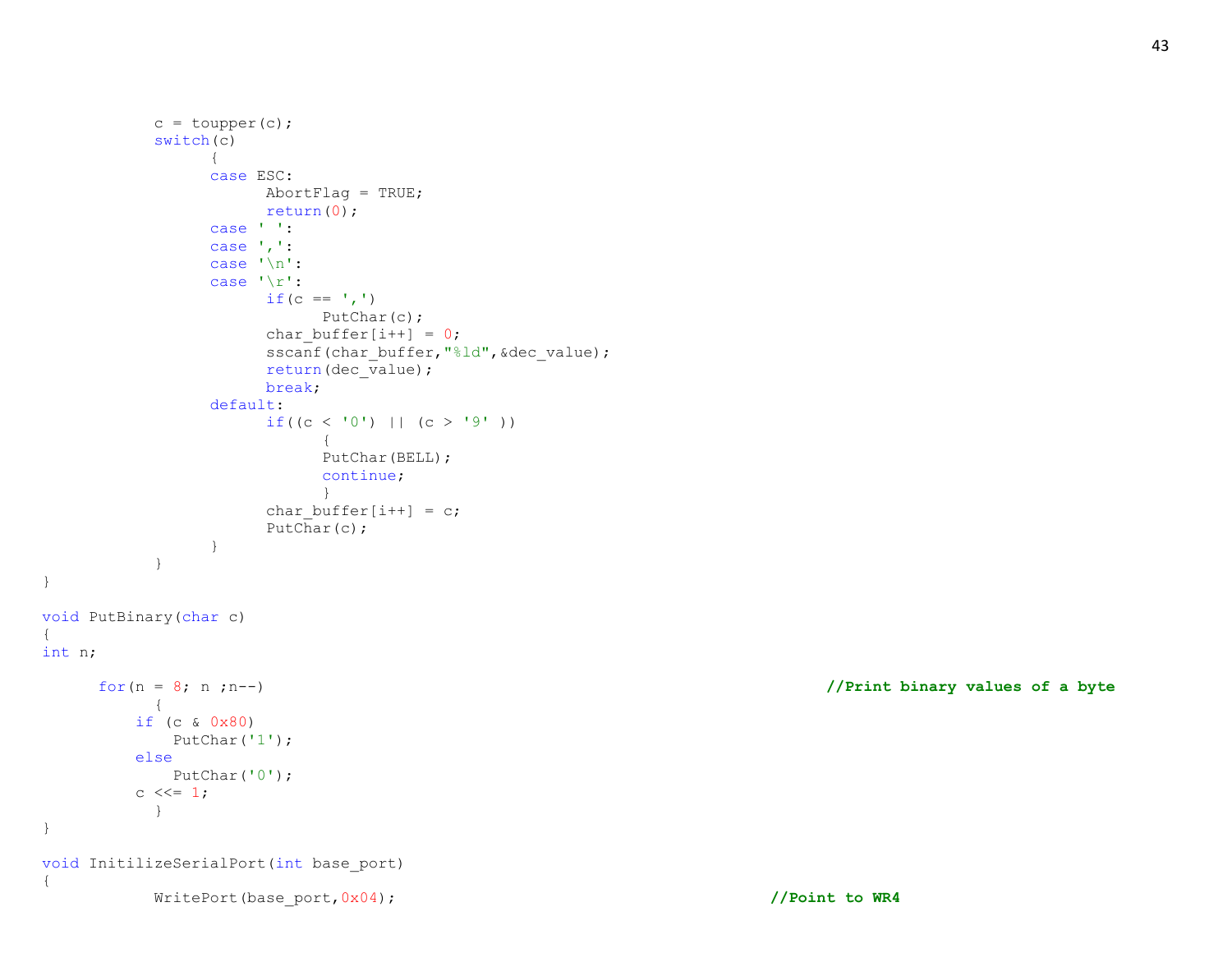```
            c = toupper(c);
            switch(c)
                  {
                  case ESC:
                        AbortFlag = TRUE;
                        return(0);
                  case ' ':
                  case ',':
                  case '\n':
                  case '\r':
                        if(c == ',')
                              PutChar(c);
                        char_buffer[i++] = 0;
                        sscanf(char_buffer,"%ld",&dec_value);
                        return(dec_value);
                        break;
                  default:
                        if((c < '0') || (c > '9' ))
                              {
                              PutChar(BELL);
                              continue;
                              }
                        char_buffer[i++] = c;
                        PutChar(c);
                  }
            }
}

void PutBinary(char c)
{
int n;

      for(n = 8; n ;n--)                                                                //Print binary values of a byte
            {
          if (c & 0x80)
              PutChar('1');
          else
              PutChar('0');
          c <<= 1;
            }
}

void InitilizeSerialPort(int base_port)
{
            WritePort(base_port,0x04);                                          //Point to WR4
```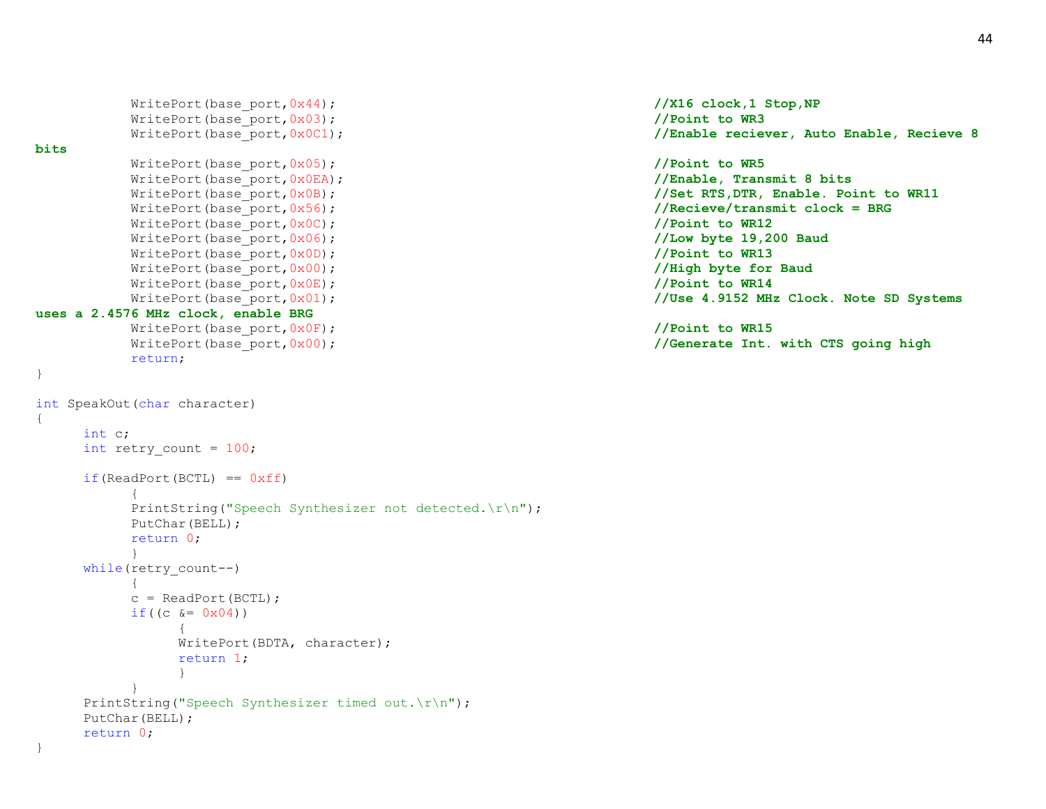```
            WritePort(base_port,0x44);                                    //X16 clock,1 Stop,NP
            WritePort(base_port,0x03);                                    //Point to WR3
            WritePort(base_port,0x0C1);                                   //Enable reciever, Auto Enable, Recieve 8 bits
            WritePort(base_port,0x05);                                    //Point to WR5
            WritePort(base_port,0x0EA);                                   //Enable, Transmit 8 bits
            WritePort(base_port,0x0B);                                    //Set RTS,DTR, Enable. Point to WR11
            WritePort(base_port,0x56);                                    //Recieve/transmit clock = BRG
            WritePort(base_port,0x0C);                                    //Point to WR12
            WritePort(base_port,0x06);                                    //Low byte 19,200 Baud
            WritePort(base_port,0x0D);                                    //Point to WR13
            WritePort(base_port,0x00);                                    //High byte for Baud
            WritePort(base_port,0x0E);                                    //Point to WR14
            WritePort(base_port,0x01);                                    //Use 4.9152 MHz Clock. Note SD Systems uses a 2.4576 MHz clock, enable BRG
            WritePort(base_port,0x0F);                                    //Point to WR15
            WritePort(base_port,0x00);                                    //Generate Int. with CTS going high
            return;
}

int SpeakOut(char character)
{
      int c;
      int retry_count = 100;

      if(ReadPort(BCTL) == 0xff)
            {
            PrintString("Speech Synthesizer not detected.\r\n");
            PutChar(BELL);
            return 0;
            }
      while(retry_count--)
            {
            c = ReadPort(BCTL);
            if((c &= 0x04))
                  {
                  WritePort(BDTA, character);
                  return 1;
                  }
            }
      PrintString("Speech Synthesizer timed out.\r\n");
      PutChar(BELL);
      return 0;
}
```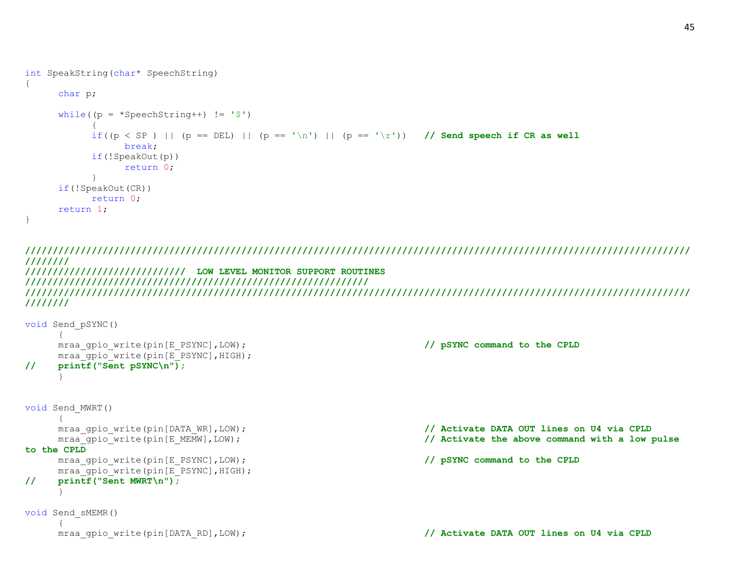```
int SpeakString(char* SpeechString)
{
      char p;

      while((p = *SpeechString++) != '$')
            {
            if((p < SP ) || (p == DEL) || (p == '\n') || (p == '\r'))   // Send speech if CR as well
                  break;
            if(!SpeakOut(p))
                  return 0;
            }
      if(!SpeakOut(CR))
            return 0;
      return 1;
}


/////////////////////////////////////////////////////////////////////////////////////////////////////////////////////
///////
////////////////////////////  LOW LEVEL MONITOR SUPPORT ROUTINES
///////////////////////////////////////////////////////////////
/////////////////////////////////////////////////////////////////////////////////////////////////////////////////////
///////

void Send_pSYNC()
      {
      mraa_gpio_write(pin[E_PSYNC],LOW);                                // pSYNC command to the CPLD
      mraa_gpio_write(pin[E_PSYNC],HIGH);
//    printf("Sent pSYNC\n");
      }


void Send_MWRT()
      {
      mraa_gpio_write(pin[DATA_WR],LOW);                                // Activate DATA OUT lines on U4 via CPLD
      mraa_gpio_write(pin[E_MEMW],LOW);                                 // Activate the above command with a low pulse
to the CPLD
      mraa_gpio_write(pin[E_PSYNC],LOW);                                // pSYNC command to the CPLD
      mraa_gpio_write(pin[E_PSYNC],HIGH);
//    printf("Sent MWRT\n");
      }

void Send_sMEMR()
      {
      mraa_gpio_write(pin[DATA_RD],LOW);                                // Activate DATA OUT lines on U4 via CPLD
```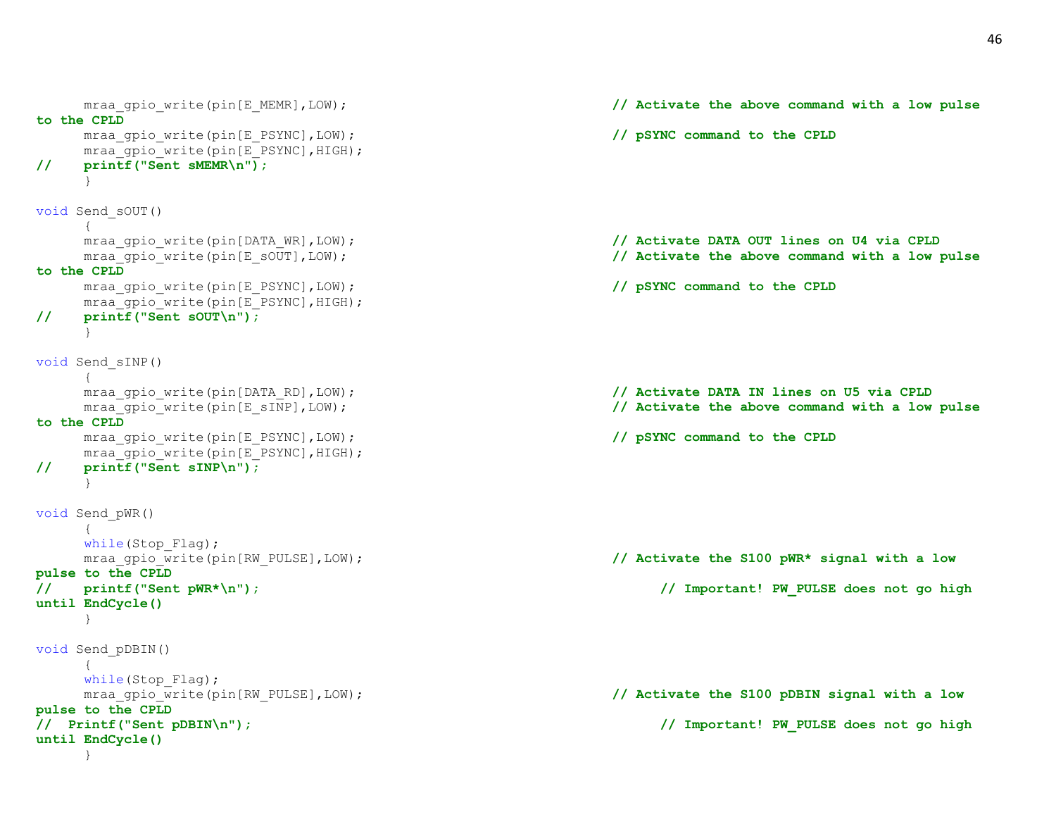```
      mraa_gpio_write(pin[E_MEMR],LOW);                                      // Activate the above command with a low pulse to the CPLD
      mraa_gpio_write(pin[E_PSYNC],LOW);                                     // pSYNC command to the CPLD
      mraa_gpio_write(pin[E_PSYNC],HIGH);
//    printf("Sent sMEMR\n");
      }

void Send_sOUT()
      {
      mraa_gpio_write(pin[DATA_WR],LOW);                                     // Activate DATA OUT lines on U4 via CPLD
      mraa_gpio_write(pin[E_sOUT],LOW);                                      // Activate the above command with a low pulse to the CPLD
      mraa_gpio_write(pin[E_PSYNC],LOW);                                     // pSYNC command to the CPLD
      mraa_gpio_write(pin[E_PSYNC],HIGH);
//    printf("Sent sOUT\n");
      }

void Send_sINP()
      {
      mraa_gpio_write(pin[DATA_RD],LOW);                                     // Activate DATA IN lines on U5 via CPLD
      mraa_gpio_write(pin[E_sINP],LOW);                                      // Activate the above command with a low pulse to the CPLD
      mraa_gpio_write(pin[E_PSYNC],LOW);                                     // pSYNC command to the CPLD
      mraa_gpio_write(pin[E_PSYNC],HIGH);
//    printf("Sent sINP\n");
      }

void Send_pWR()
      {
      while(Stop_Flag);
      mraa_gpio_write(pin[RW_PULSE],LOW);                                    // Activate the S100 pWR* signal with a low pulse to the CPLD
//    printf("Sent pWR*\n");                                                       // Important! PW_PULSE does not go high until EndCycle()
      }

void Send_pDBIN()
      {
      while(Stop_Flag);
      mraa_gpio_write(pin[RW_PULSE],LOW);                                    // Activate the S100 pDBIN signal with a low pulse to the CPLD
//  Printf("Sent pDBIN\n");                                                        // Important! PW_PULSE does not go high until EndCycle()
      }
```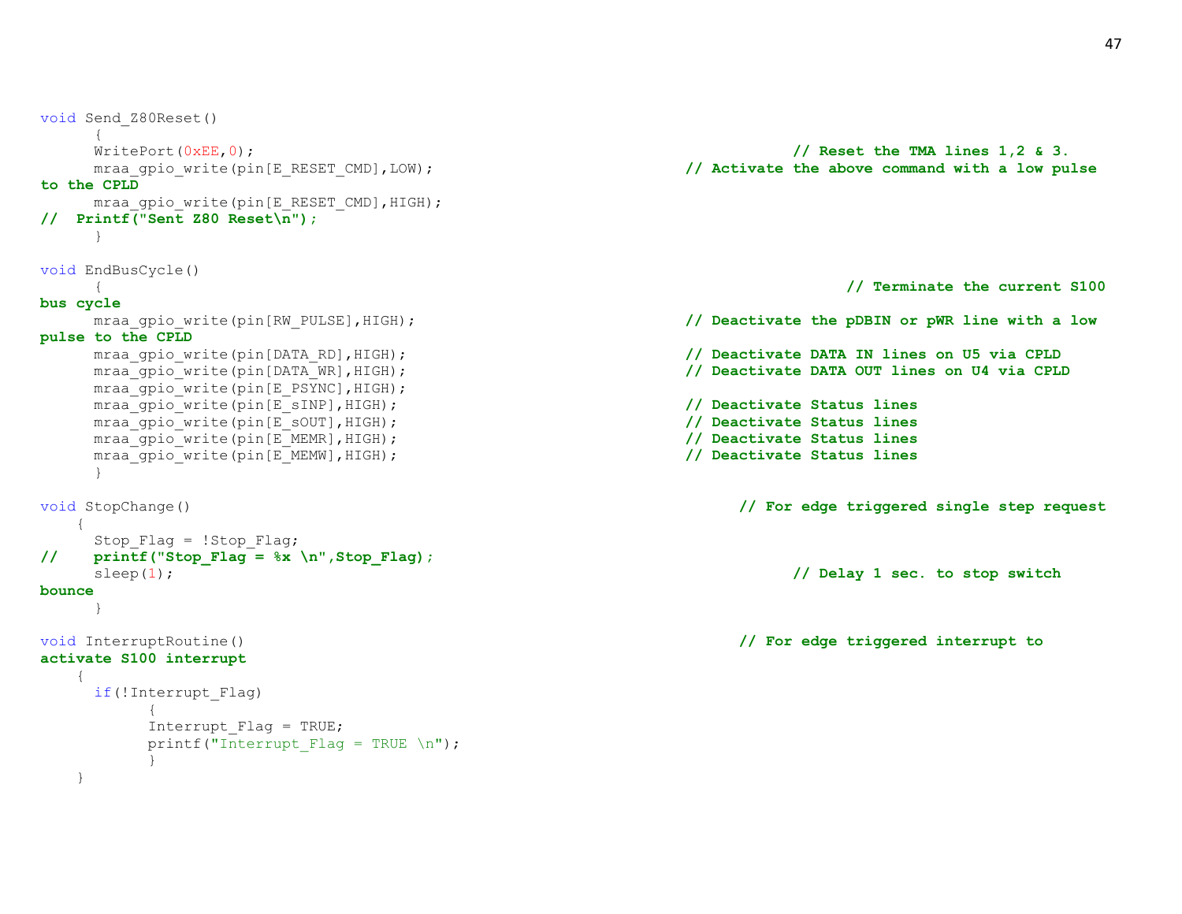```c
void Send_Z80Reset()
      {
      WritePort(0xEE,0);                                                      // Reset the TMA lines 1,2 & 3.
      mraa_gpio_write(pin[E_RESET_CMD],LOW);                                 // Activate the above command with a low pulse to the CPLD
      mraa_gpio_write(pin[E_RESET_CMD],HIGH);
//  Printf("Sent Z80 Reset\n");
      }

void EndBusCycle()
      {                                                                        // Terminate the current S100 bus cycle
      mraa_gpio_write(pin[RW_PULSE],HIGH);                                   // Deactivate the pDBIN or pWR line with a low pulse to the CPLD
      mraa_gpio_write(pin[DATA_RD],HIGH);                                    // Deactivate DATA IN lines on U5 via CPLD
      mraa_gpio_write(pin[DATA_WR],HIGH);                                    // Deactivate DATA OUT lines on U4 via CPLD
      mraa_gpio_write(pin[E_PSYNC],HIGH);
      mraa_gpio_write(pin[E_sINP],HIGH);                                     // Deactivate Status lines
      mraa_gpio_write(pin[E_sOUT],HIGH);                                     // Deactivate Status lines
      mraa_gpio_write(pin[E_MEMR],HIGH);                                     // Deactivate Status lines
      mraa_gpio_write(pin[E_MEMW],HIGH);                                     // Deactivate Status lines
      }

void StopChange()                                                              // For edge triggered single step request
    {
      Stop_Flag = !Stop_Flag;
//    printf("Stop_Flag = %x \n",Stop_Flag);
      sleep(1);                                                                // Delay 1 sec. to stop switch bounce
      }

void InterruptRoutine()                                                        // For edge triggered interrupt to activate S100 interrupt
    {
      if(!Interrupt_Flag)
            {
            Interrupt_Flag = TRUE;
            printf("Interrupt_Flag = TRUE \n");
            }
    }
```